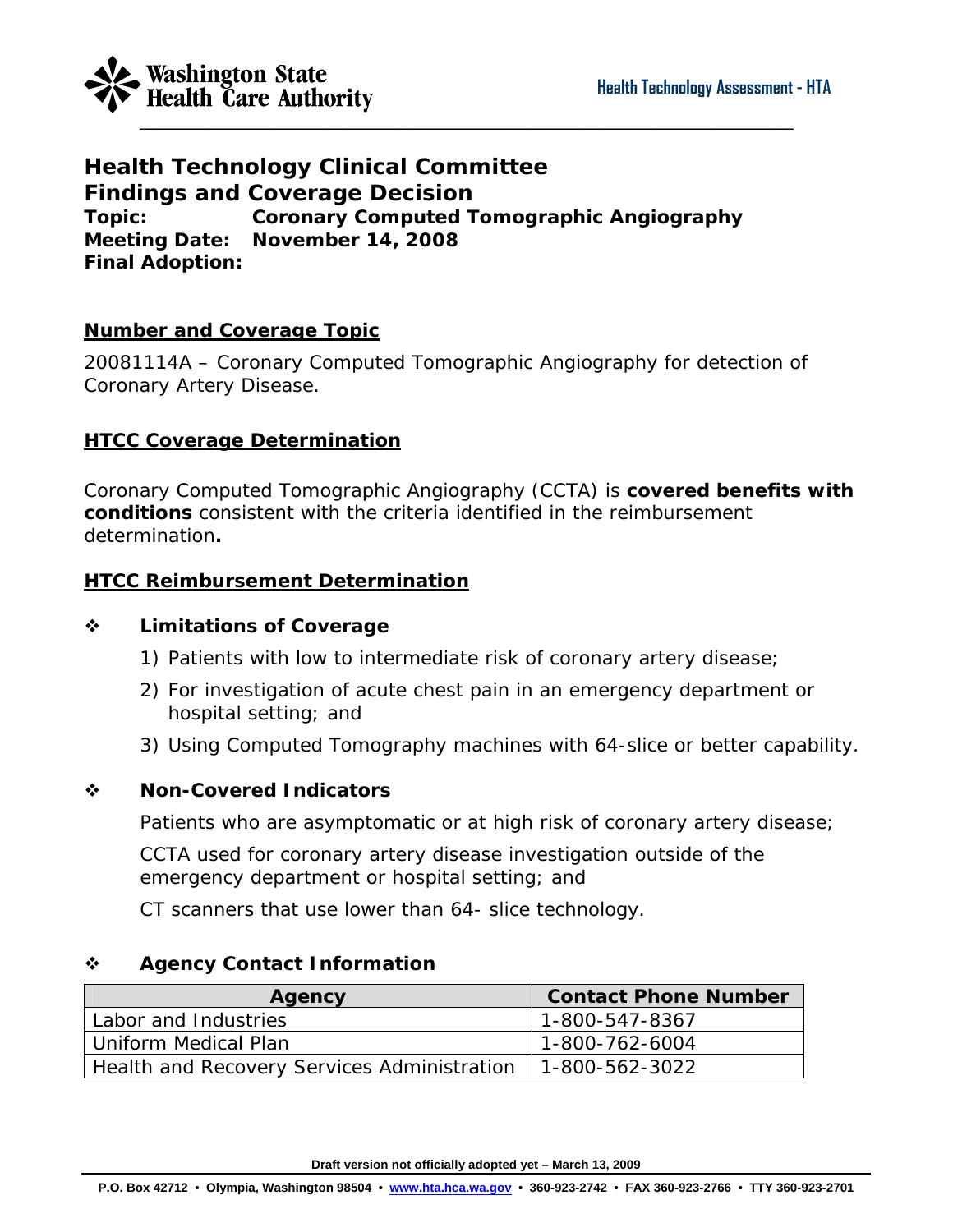Washington State Health Care Authority

Health Technology Assessment - HTA

# Health Technology Clinical Committee
# Findings and Coverage Decision

**Topic:** **Coronary Computed Tomographic Angiography**
**Meeting Date:** **November 14, 2008**
**Final Adoption:**

## Number and Coverage Topic

20081114A – Coronary Computed Tomographic Angiography for detection of Coronary Artery Disease.

## HTCC Coverage Determination

Coronary Computed Tomographic Angiography (CCTA) is **covered benefits with conditions** consistent with the criteria identified in the reimbursement determination**.**

## HTCC Reimbursement Determination

### ❖ Limitations of Coverage

1) Patients with low to intermediate risk of coronary artery disease;
2) For investigation of acute chest pain in an emergency department or hospital setting; and
3) Using Computed Tomography machines with 64-slice or better capability.

### ❖ Non-Covered Indicators

Patients who are asymptomatic or at high risk of coronary artery disease;

CCTA used for coronary artery disease investigation outside of the emergency department or hospital setting; and

CT scanners that use lower than 64- slice technology.

### ❖ Agency Contact Information

| Agency | Contact Phone Number |
|---|---|
| Labor and Industries | 1-800-547-8367 |
| Uniform Medical Plan | 1-800-762-6004 |
| Health and Recovery Services Administration | 1-800-562-3022 |

Draft version not officially adopted yet – March 13, 2009

P.O. Box 42712 • Olympia, Washington 98504 • www.hta.hca.wa.gov • 360-923-2742 • FAX 360-923-2766 • TTY 360-923-2701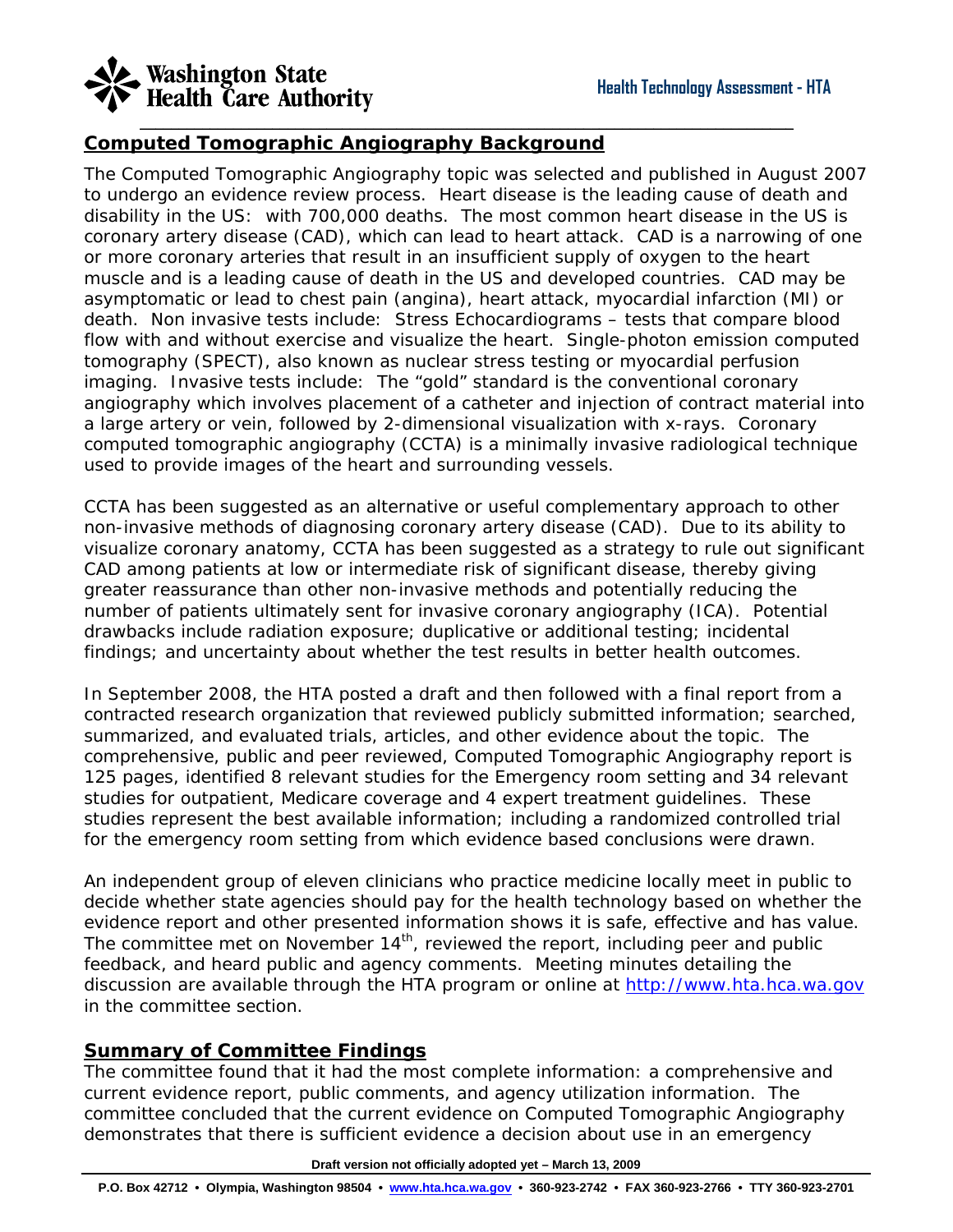## Computed Tomographic Angiography Background

The Computed Tomographic Angiography topic was selected and published in August 2007 to undergo an evidence review process. Heart disease is the leading cause of death and disability in the US: with 700,000 deaths. The most common heart disease in the US is coronary artery disease (CAD), which can lead to heart attack. CAD is a narrowing of one or more coronary arteries that result in an insufficient supply of oxygen to the heart muscle and is a leading cause of death in the US and developed countries. CAD may be asymptomatic or lead to chest pain (angina), heart attack, myocardial infarction (MI) or death. Non invasive tests include: Stress Echocardiograms – tests that compare blood flow with and without exercise and visualize the heart. Single-photon emission computed tomography (SPECT), also known as nuclear stress testing or myocardial perfusion imaging. Invasive tests include: The "gold" standard is the conventional coronary angiography which involves placement of a catheter and injection of contract material into a large artery or vein, followed by 2-dimensional visualization with x-rays. Coronary computed tomographic angiography (CCTA) is a minimally invasive radiological technique used to provide images of the heart and surrounding vessels.

CCTA has been suggested as an alternative or useful complementary approach to other non-invasive methods of diagnosing coronary artery disease (CAD). Due to its ability to visualize coronary anatomy, CCTA has been suggested as a strategy to rule out significant CAD among patients at low or intermediate risk of significant disease, thereby giving greater reassurance than other non-invasive methods and potentially reducing the number of patients ultimately sent for invasive coronary angiography (ICA). Potential drawbacks include radiation exposure; duplicative or additional testing; incidental findings; and uncertainty about whether the test results in better health outcomes.

In September 2008, the HTA posted a draft and then followed with a final report from a contracted research organization that reviewed publicly submitted information; searched, summarized, and evaluated trials, articles, and other evidence about the topic. The comprehensive, public and peer reviewed, Computed Tomographic Angiography report is 125 pages, identified 8 relevant studies for the Emergency room setting and 34 relevant studies for outpatient, Medicare coverage and 4 expert treatment guidelines. These studies represent the best available information; including a randomized controlled trial for the emergency room setting from which evidence based conclusions were drawn.

An independent group of eleven clinicians who practice medicine locally meet in public to decide whether state agencies should pay for the health technology based on whether the evidence report and other presented information shows it is safe, effective and has value. The committee met on November 14th, reviewed the report, including peer and public feedback, and heard public and agency comments. Meeting minutes detailing the discussion are available through the HTA program or online at http://www.hta.hca.wa.gov in the committee section.

## Summary of Committee Findings

The committee found that it had the most complete information: a comprehensive and current evidence report, public comments, and agency utilization information. The committee concluded that the current evidence on Computed Tomographic Angiography demonstrates that there is sufficient evidence a decision about use in an emergency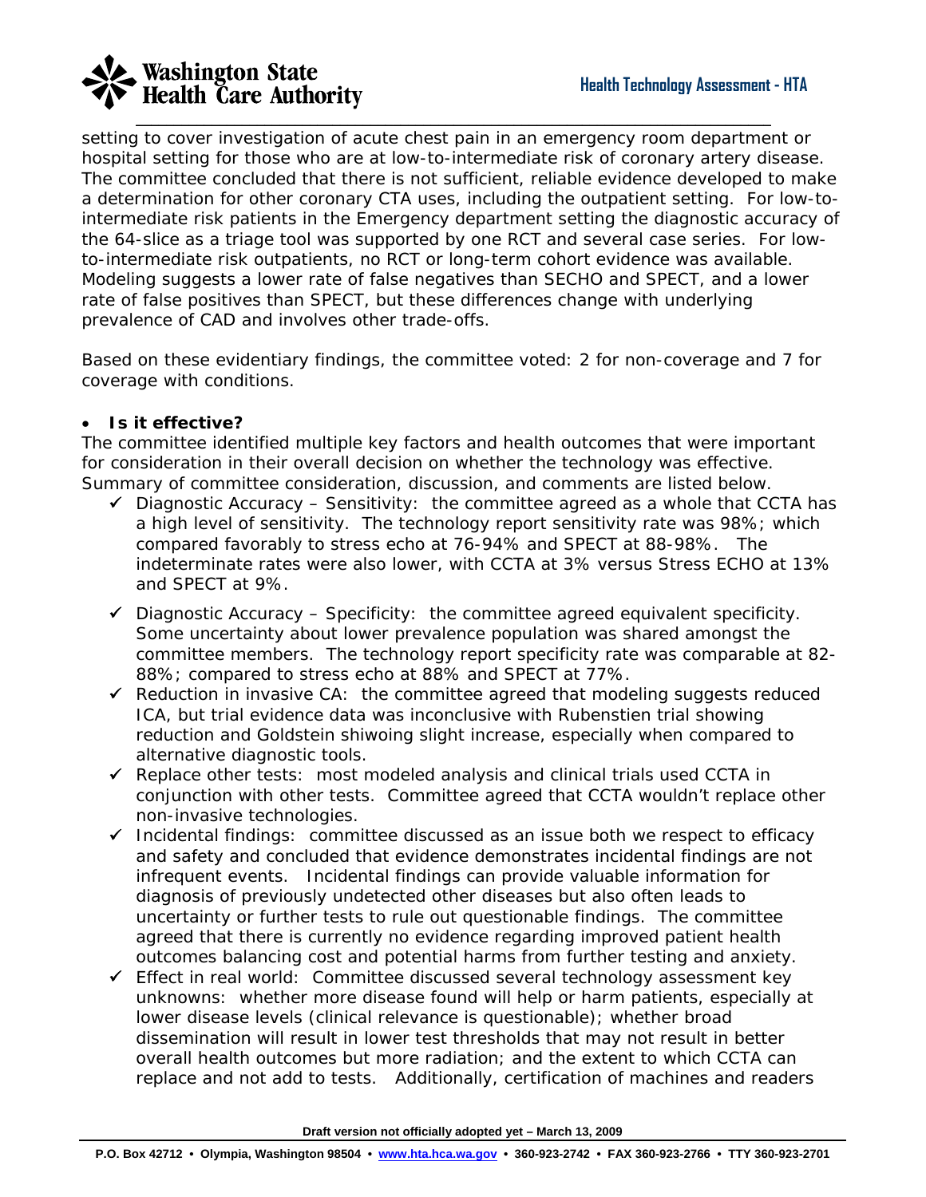setting to cover investigation of acute chest pain in an emergency room department or hospital setting for those who are at low-to-intermediate risk of coronary artery disease. The committee concluded that there is not sufficient, reliable evidence developed to make a determination for other coronary CTA uses, including the outpatient setting. For low-to-intermediate risk patients in the Emergency department setting the diagnostic accuracy of the 64-slice as a triage tool was supported by one RCT and several case series. For low-to-intermediate risk outpatients, no RCT or long-term cohort evidence was available. Modeling suggests a lower rate of false negatives than SECHO and SPECT, and a lower rate of false positives than SPECT, but these differences change with underlying prevalence of CAD and involves other trade-offs.

Based on these evidentiary findings, the committee voted: 2 for non-coverage and 7 for coverage with conditions.

- **Is it effective?**

The committee identified multiple key factors and health outcomes that were important for consideration in their overall decision on whether the technology was effective. Summary of committee consideration, discussion, and comments are listed below.

- ✓ Diagnostic Accuracy – Sensitivity: the committee agreed as a whole that CCTA has a high level of sensitivity. The technology report sensitivity rate was 98%; which compared favorably to stress echo at 76-94% and SPECT at 88-98%. The indeterminate rates were also lower, with CCTA at 3% versus Stress ECHO at 13% and SPECT at 9%.
- ✓ Diagnostic Accuracy – Specificity: the committee agreed equivalent specificity. Some uncertainty about lower prevalence population was shared amongst the committee members. The technology report specificity rate was comparable at 82-88%; compared to stress echo at 88% and SPECT at 77%.
- ✓ Reduction in invasive CA: the committee agreed that modeling suggests reduced ICA, but trial evidence data was inconclusive with Rubenstien trial showing reduction and Goldstein shiwoing slight increase, especially when compared to alternative diagnostic tools.
- ✓ Replace other tests: most modeled analysis and clinical trials used CCTA in conjunction with other tests. Committee agreed that CCTA wouldn't replace other non-invasive technologies.
- ✓ Incidental findings: committee discussed as an issue both we respect to efficacy and safety and concluded that evidence demonstrates incidental findings are not infrequent events. Incidental findings can provide valuable information for diagnosis of previously undetected other diseases but also often leads to uncertainty or further tests to rule out questionable findings. The committee agreed that there is currently no evidence regarding improved patient health outcomes balancing cost and potential harms from further testing and anxiety.
- ✓ Effect in real world: Committee discussed several technology assessment key unknowns: whether more disease found will help or harm patients, especially at lower disease levels (clinical relevance is questionable); whether broad dissemination will result in lower test thresholds that may not result in better overall health outcomes but more radiation; and the extent to which CCTA can replace and not add to tests. Additionally, certification of machines and readers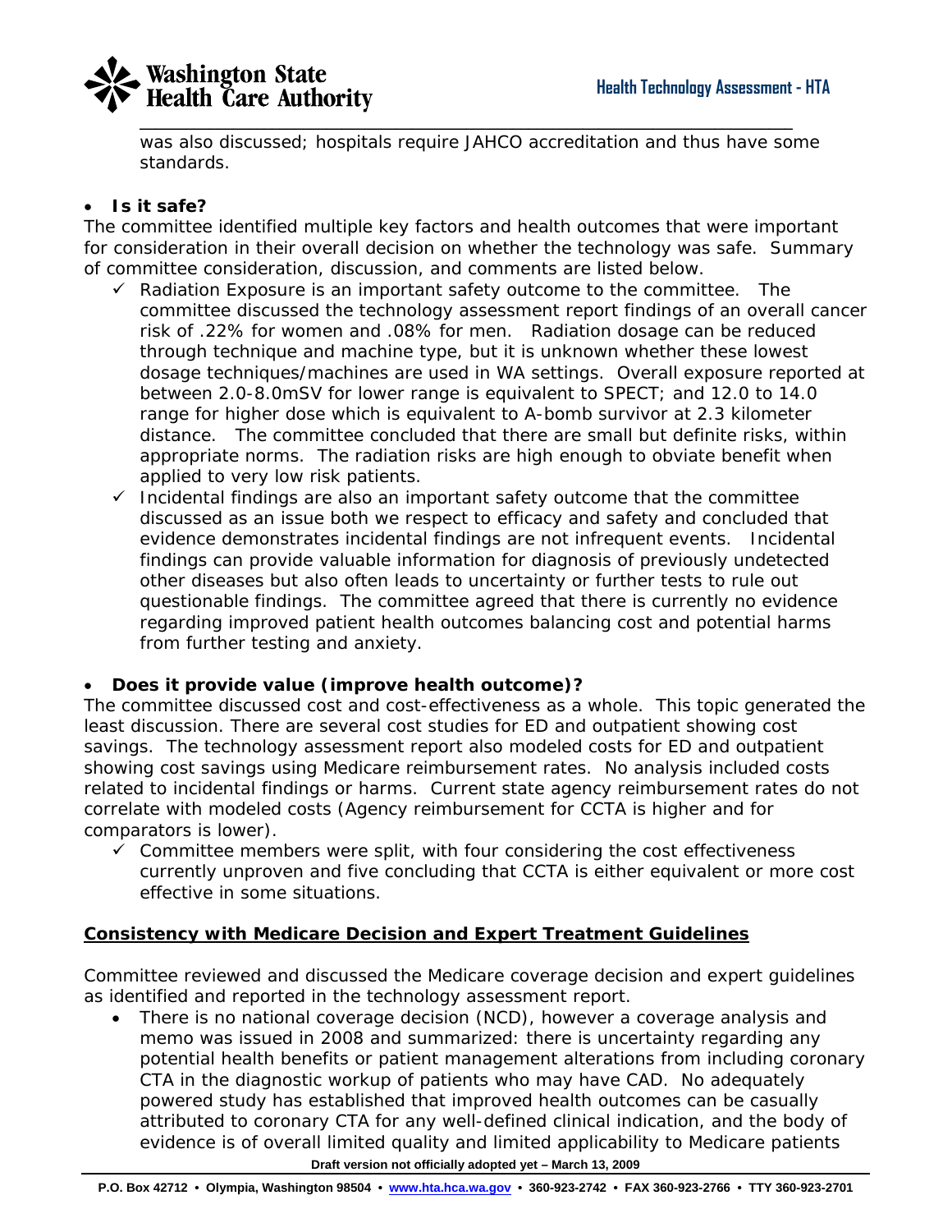was also discussed; hospitals require JAHCO accreditation and thus have some standards.

- **Is it safe?**

The committee identified multiple key factors and health outcomes that were important for consideration in their overall decision on whether the technology was safe. Summary of committee consideration, discussion, and comments are listed below.

- ✓ Radiation Exposure is an important safety outcome to the committee. The committee discussed the technology assessment report findings of an overall cancer risk of .22% for women and .08% for men. Radiation dosage can be reduced through technique and machine type, but it is unknown whether these lowest dosage techniques/machines are used in WA settings. Overall exposure reported at between 2.0-8.0mSV for lower range is equivalent to SPECT; and 12.0 to 14.0 range for higher dose which is equivalent to A-bomb survivor at 2.3 kilometer distance. The committee concluded that there are small but definite risks, within appropriate norms. The radiation risks are high enough to obviate benefit when applied to very low risk patients.
- ✓ Incidental findings are also an important safety outcome that the committee discussed as an issue both we respect to efficacy and safety and concluded that evidence demonstrates incidental findings are not infrequent events. Incidental findings can provide valuable information for diagnosis of previously undetected other diseases but also often leads to uncertainty or further tests to rule out questionable findings. The committee agreed that there is currently no evidence regarding improved patient health outcomes balancing cost and potential harms from further testing and anxiety.

- **Does it provide value (improve health outcome)?**

The committee discussed cost and cost-effectiveness as a whole. This topic generated the least discussion. There are several cost studies for ED and outpatient showing cost savings. The technology assessment report also modeled costs for ED and outpatient showing cost savings using Medicare reimbursement rates. No analysis included costs related to incidental findings or harms. Current state agency reimbursement rates do not correlate with modeled costs (Agency reimbursement for CCTA is higher and for comparators is lower).

- ✓ Committee members were split, with four considering the cost effectiveness currently unproven and five concluding that CCTA is either equivalent or more cost effective in some situations.

## Consistency with Medicare Decision and Expert Treatment Guidelines

Committee reviewed and discussed the Medicare coverage decision and expert guidelines as identified and reported in the technology assessment report.

- There is no national coverage decision (NCD), however a coverage analysis and memo was issued in 2008 and summarized: there is uncertainty regarding any potential health benefits or patient management alterations from including coronary CTA in the diagnostic workup of patients who may have CAD. No adequately powered study has established that improved health outcomes can be casually attributed to coronary CTA for any well-defined clinical indication, and the body of evidence is of overall limited quality and limited applicability to Medicare patients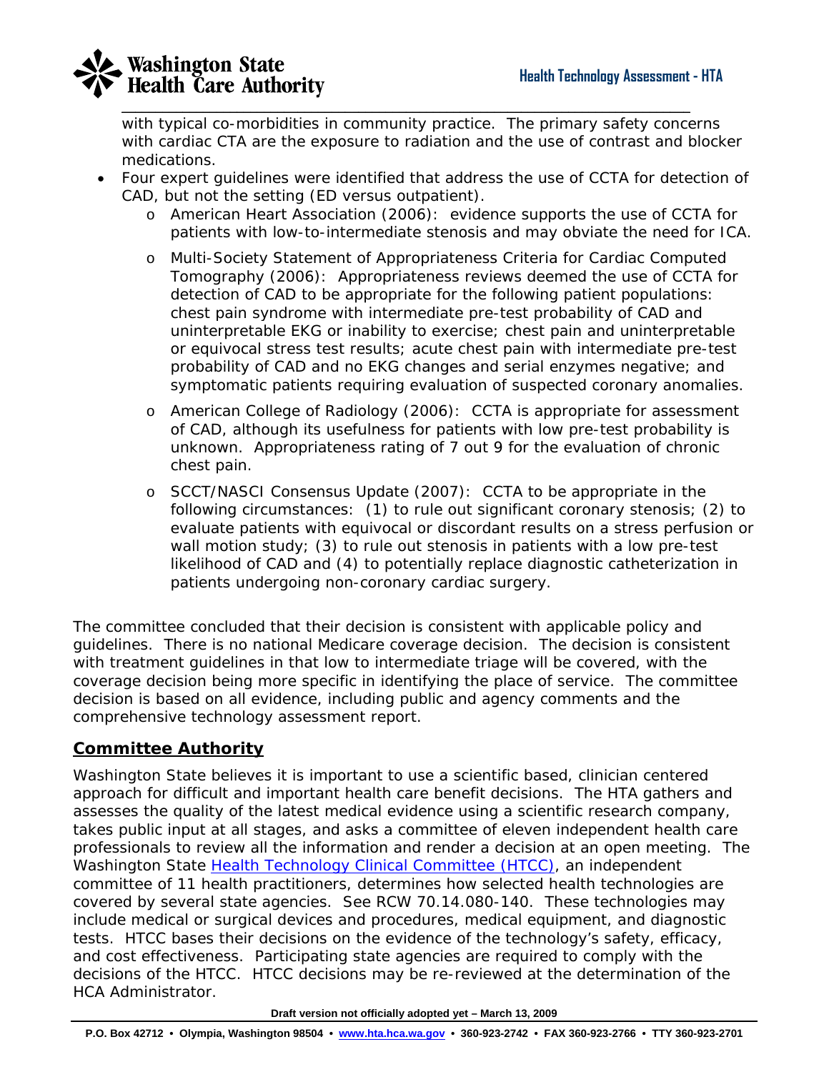with typical co-morbidities in community practice. The primary safety concerns with cardiac CTA are the exposure to radiation and the use of contrast and blocker medications.

- Four expert guidelines were identified that address the use of CCTA for detection of CAD, but not the setting (ED versus outpatient).
  - American Heart Association (2006): evidence supports the use of CCTA for patients with low-to-intermediate stenosis and may obviate the need for ICA.
  - Multi-Society Statement of Appropriateness Criteria for Cardiac Computed Tomography (2006): Appropriateness reviews deemed the use of CCTA for detection of CAD to be appropriate for the following patient populations: chest pain syndrome with intermediate pre-test probability of CAD and uninterpretable EKG or inability to exercise; chest pain and uninterpretable or equivocal stress test results; acute chest pain with intermediate pre-test probability of CAD and no EKG changes and serial enzymes negative; and symptomatic patients requiring evaluation of suspected coronary anomalies.
  - American College of Radiology (2006): CCTA is appropriate for assessment of CAD, although its usefulness for patients with low pre-test probability is unknown. Appropriateness rating of 7 out 9 for the evaluation of chronic chest pain.
  - SCCT/NASCI Consensus Update (2007): CCTA to be appropriate in the following circumstances: (1) to rule out significant coronary stenosis; (2) to evaluate patients with equivocal or discordant results on a stress perfusion or wall motion study; (3) to rule out stenosis in patients with a low pre-test likelihood of CAD and (4) to potentially replace diagnostic catheterization in patients undergoing non-coronary cardiac surgery.

The committee concluded that their decision is consistent with applicable policy and guidelines. There is no national Medicare coverage decision. The decision is consistent with treatment guidelines in that low to intermediate triage will be covered, with the coverage decision being more specific in identifying the place of service. The committee decision is based on all evidence, including public and agency comments and the comprehensive technology assessment report.

## Committee Authority

Washington State believes it is important to use a scientific based, clinician centered approach for difficult and important health care benefit decisions. The HTA gathers and assesses the quality of the latest medical evidence using a scientific research company, takes public input at all stages, and asks a committee of eleven independent health care professionals to review all the information and render a decision at an open meeting. The Washington State Health Technology Clinical Committee (HTCC), an independent committee of 11 health practitioners, determines how selected health technologies are covered by several state agencies. See RCW 70.14.080-140. These technologies may include medical or surgical devices and procedures, medical equipment, and diagnostic tests. HTCC bases their decisions on the evidence of the technology's safety, efficacy, and cost effectiveness. Participating state agencies are required to comply with the decisions of the HTCC. HTCC decisions may be re-reviewed at the determination of the HCA Administrator.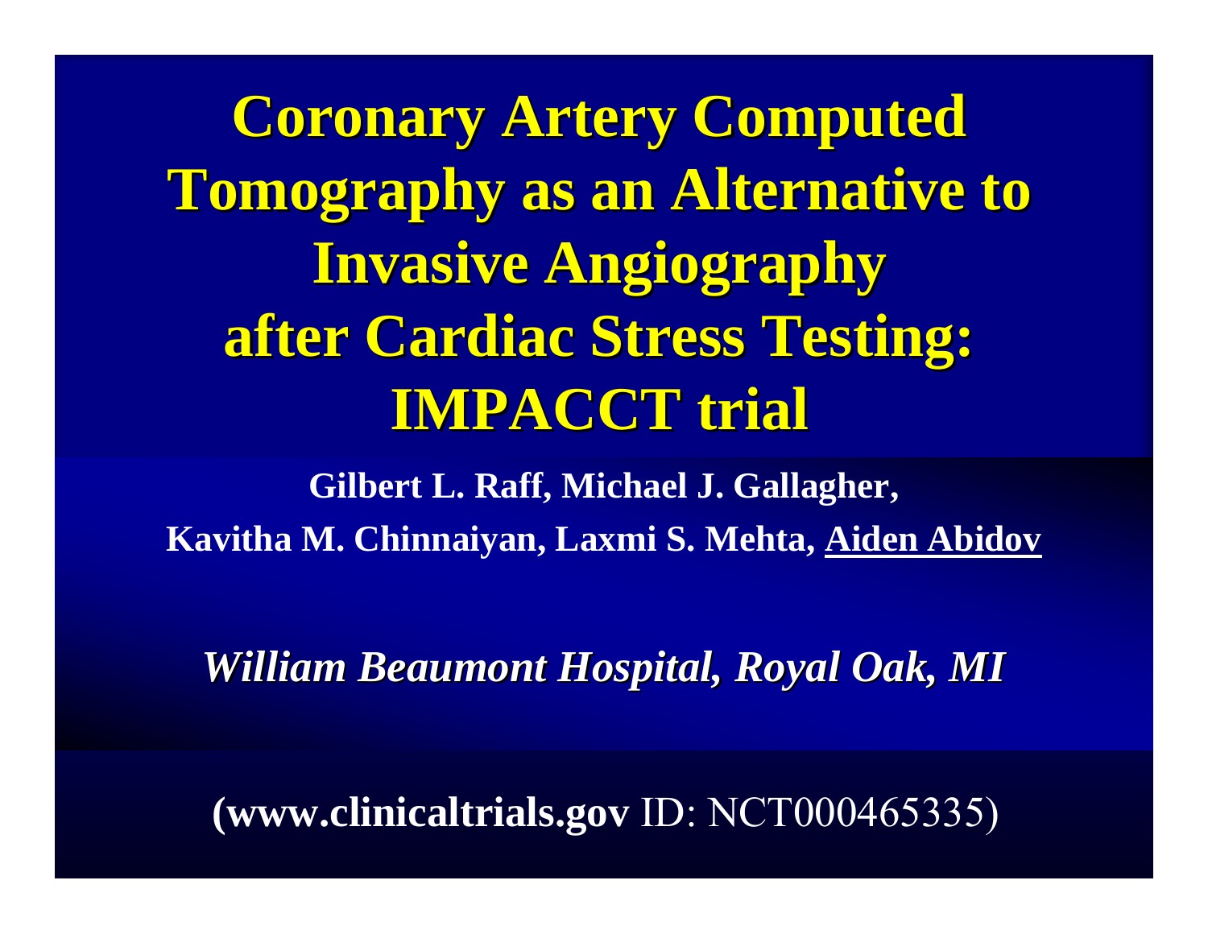# Coronary Artery Computed Tomography as an Alternative to Invasive Angiography after Cardiac Stress Testing: IMPACCT trial

**Gilbert L. Raff, Michael J. Gallagher, Kavitha M. Chinnaiyan, Laxmi S. Mehta, Aiden Abidov**

***William Beaumont Hospital, Royal Oak, MI***

(**www.clinicaltrials.gov** ID: NCT000465335)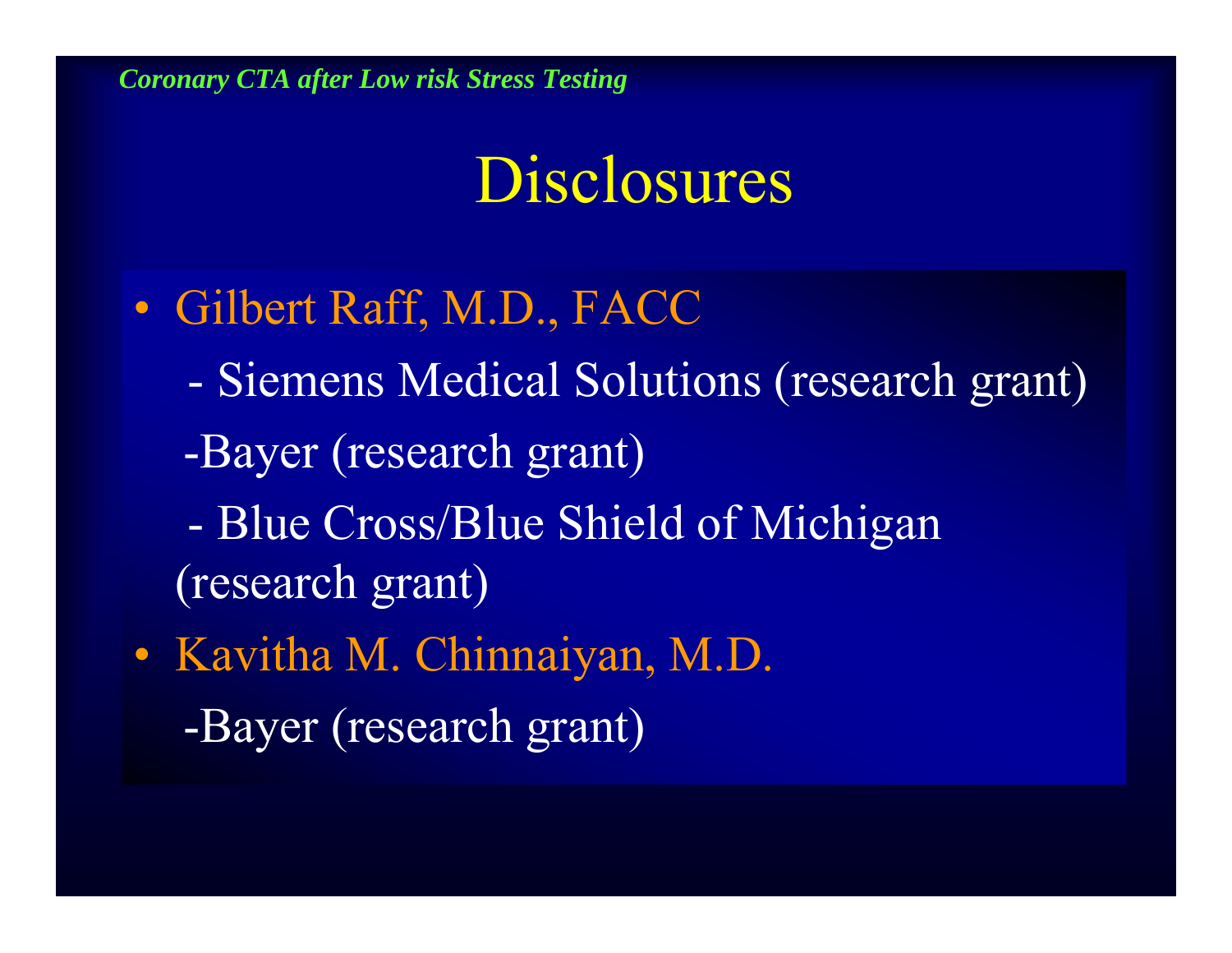*Coronary CTA after Low risk Stress Testing*

# Disclosures

- Gilbert Raff, M.D., FACC
  - Siemens Medical Solutions (research grant)
  - Bayer (research grant)
  - Blue Cross/Blue Shield of Michigan (research grant)
- Kavitha M. Chinnaiyan, M.D.
  - Bayer (research grant)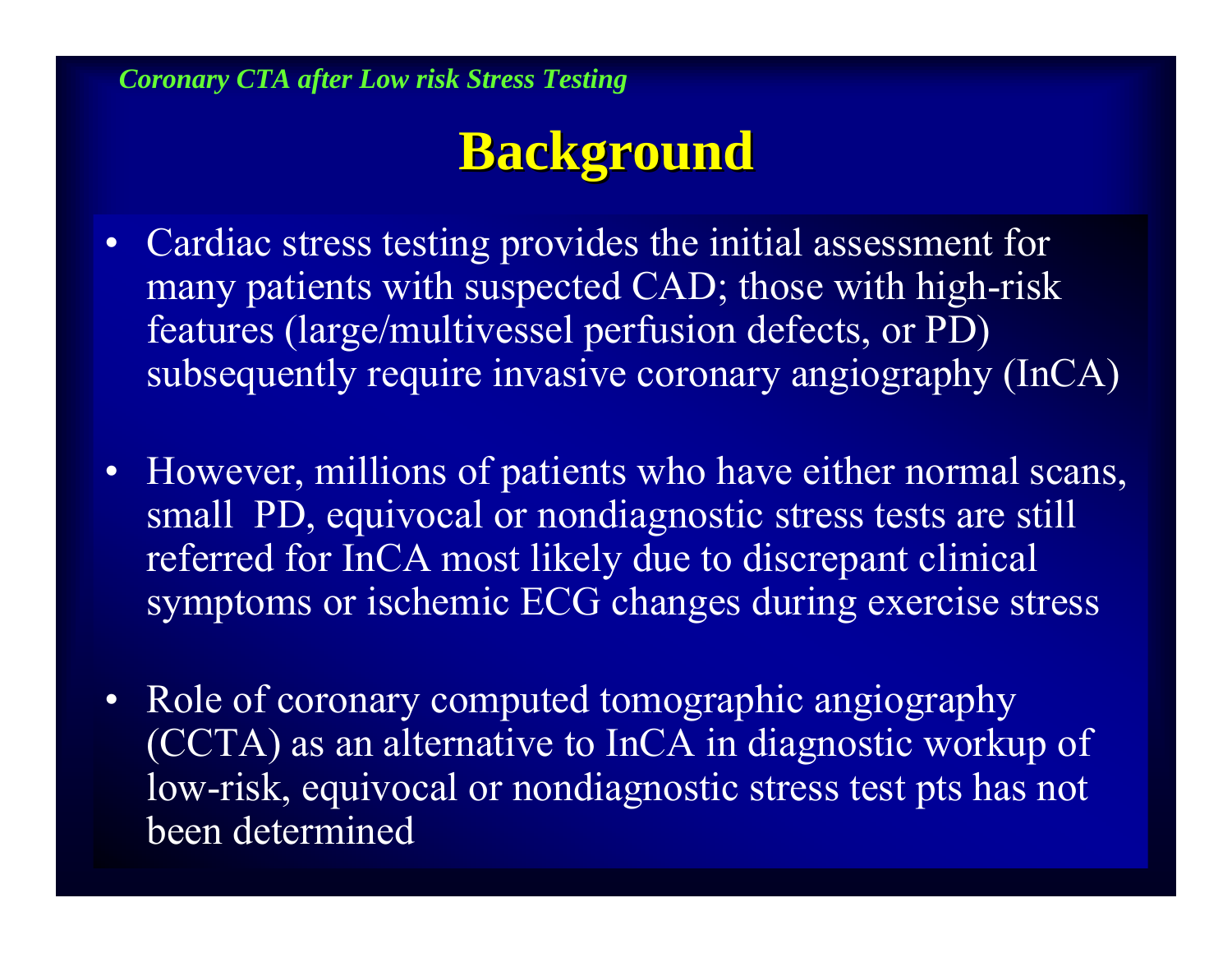*Coronary CTA after Low risk Stress Testing*

# Background

- Cardiac stress testing provides the initial assessment for many patients with suspected CAD; those with high-risk features (large/multivessel perfusion defects, or PD) subsequently require invasive coronary angiography (InCA)
- However, millions of patients who have either normal scans, small PD, equivocal or nondiagnostic stress tests are still referred for InCA most likely due to discrepant clinical symptoms or ischemic ECG changes during exercise stress
- Role of coronary computed tomographic angiography (CCTA) as an alternative to InCA in diagnostic workup of low-risk, equivocal or nondiagnostic stress test pts has not been determined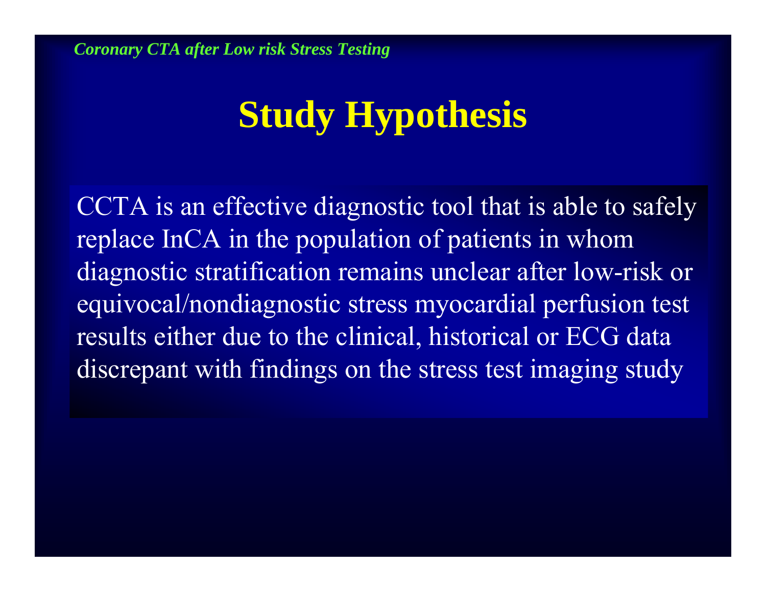# Study Hypothesis

CCTA is an effective diagnostic tool that is able to safely replace InCA in the population of patients in whom diagnostic stratification remains unclear after low-risk or equivocal/nondiagnostic stress myocardial perfusion test results either due to the clinical, historical or ECG data discrepant with findings on the stress test imaging study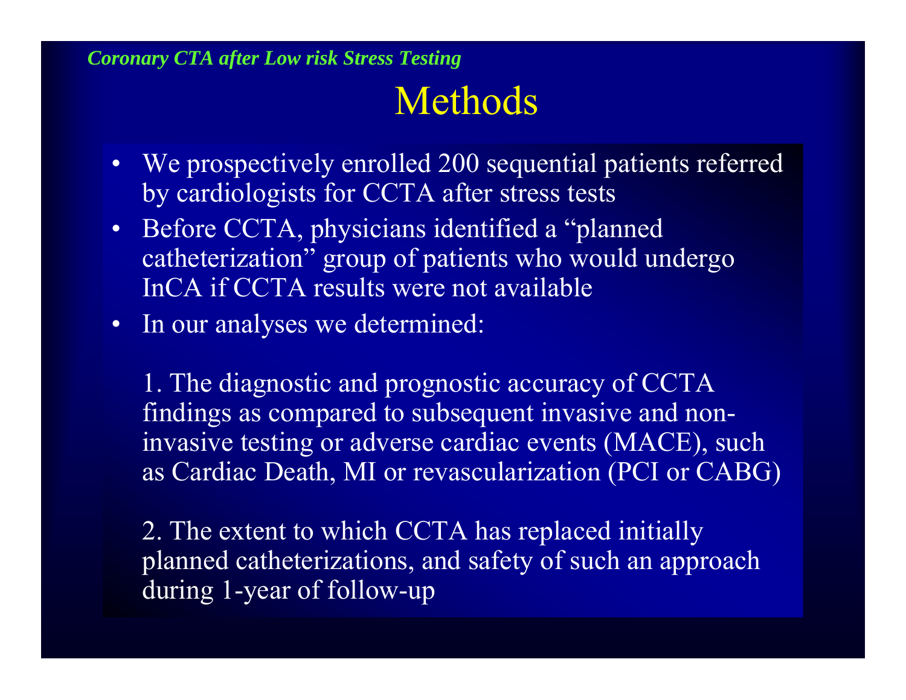*Coronary CTA after Low risk Stress Testing*

# Methods

- We prospectively enrolled 200 sequential patients referred by cardiologists for CCTA after stress tests
- Before CCTA, physicians identified a "planned catheterization" group of patients who would undergo InCA if CCTA results were not available
- In our analyses we determined:

  1. The diagnostic and prognostic accuracy of CCTA findings as compared to subsequent invasive and non-invasive testing or adverse cardiac events (MACE), such as Cardiac Death, MI or revascularization (PCI or CABG)

  2. The extent to which CCTA has replaced initially planned catheterizations, and safety of such an approach during 1-year of follow-up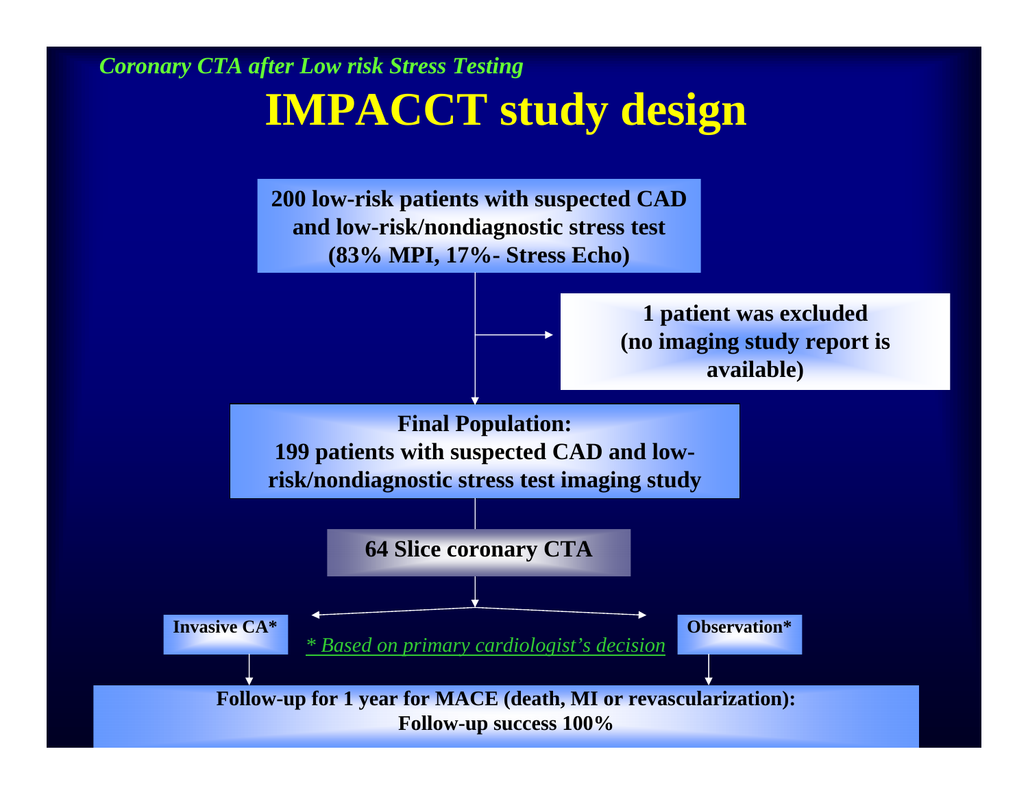*Coronary CTA after Low risk Stress Testing*

# IMPACCT study design

**200 low-risk patients with suspected CAD and low-risk/nondiagnostic stress test (83% MPI, 17%- Stress Echo)**

**1 patient was excluded (no imaging study report is available)**

**Final Population:**
**199 patients with suspected CAD and low-risk/nondiagnostic stress test imaging study**

**64 Slice coronary CTA**

**Invasive CA*** | **Observation***

*\* Based on primary cardiologist's decision*

**Follow-up for 1 year for MACE (death, MI or revascularization): Follow-up success 100%**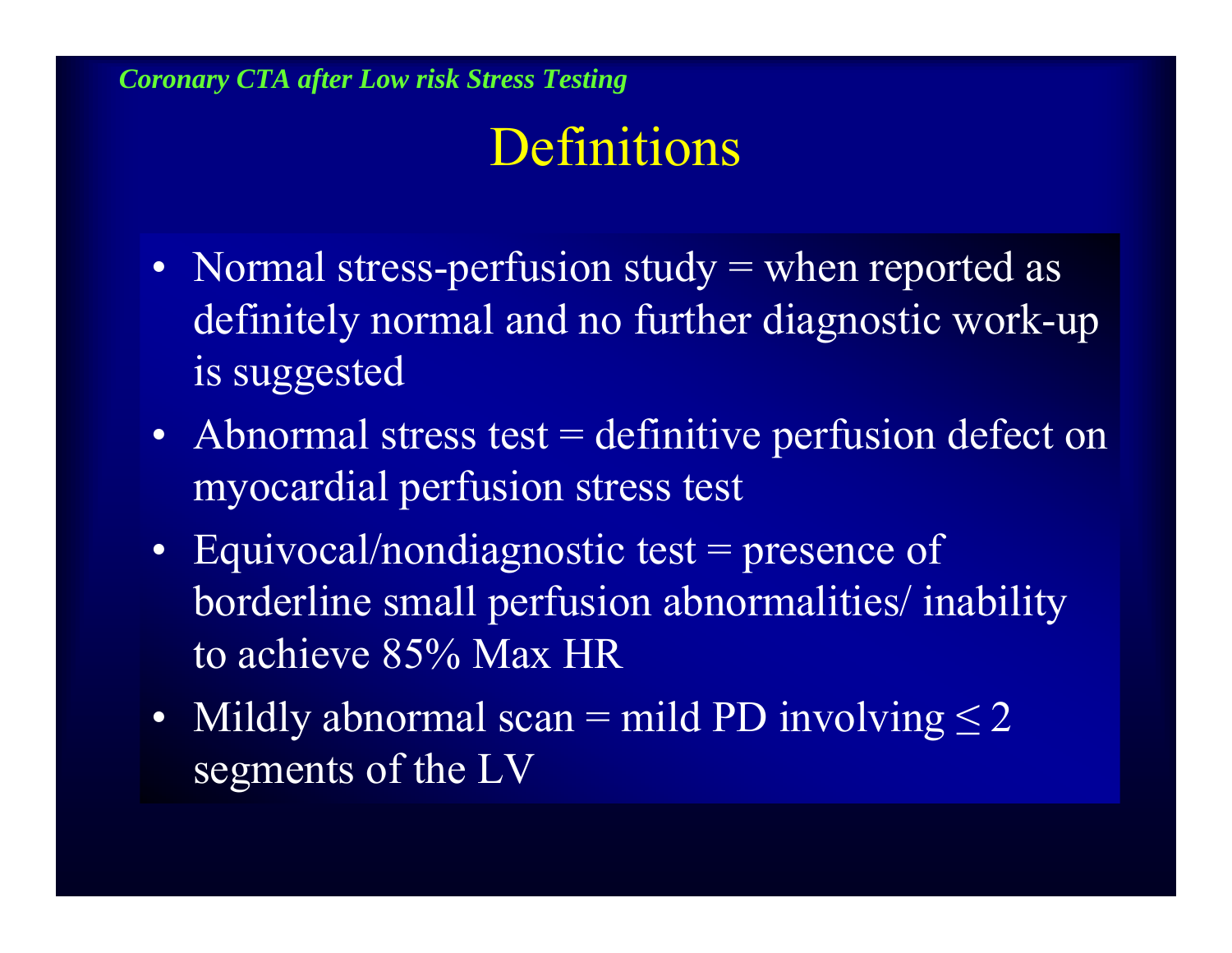*Coronary CTA after Low risk Stress Testing*

# Definitions

- Normal stress-perfusion study = when reported as definitely normal and no further diagnostic work-up is suggested
- Abnormal stress test = definitive perfusion defect on myocardial perfusion stress test
- Equivocal/nondiagnostic test = presence of borderline small perfusion abnormalities/ inability to achieve 85% Max HR
- Mildly abnormal scan = mild PD involving $\leq 2$ segments of the LV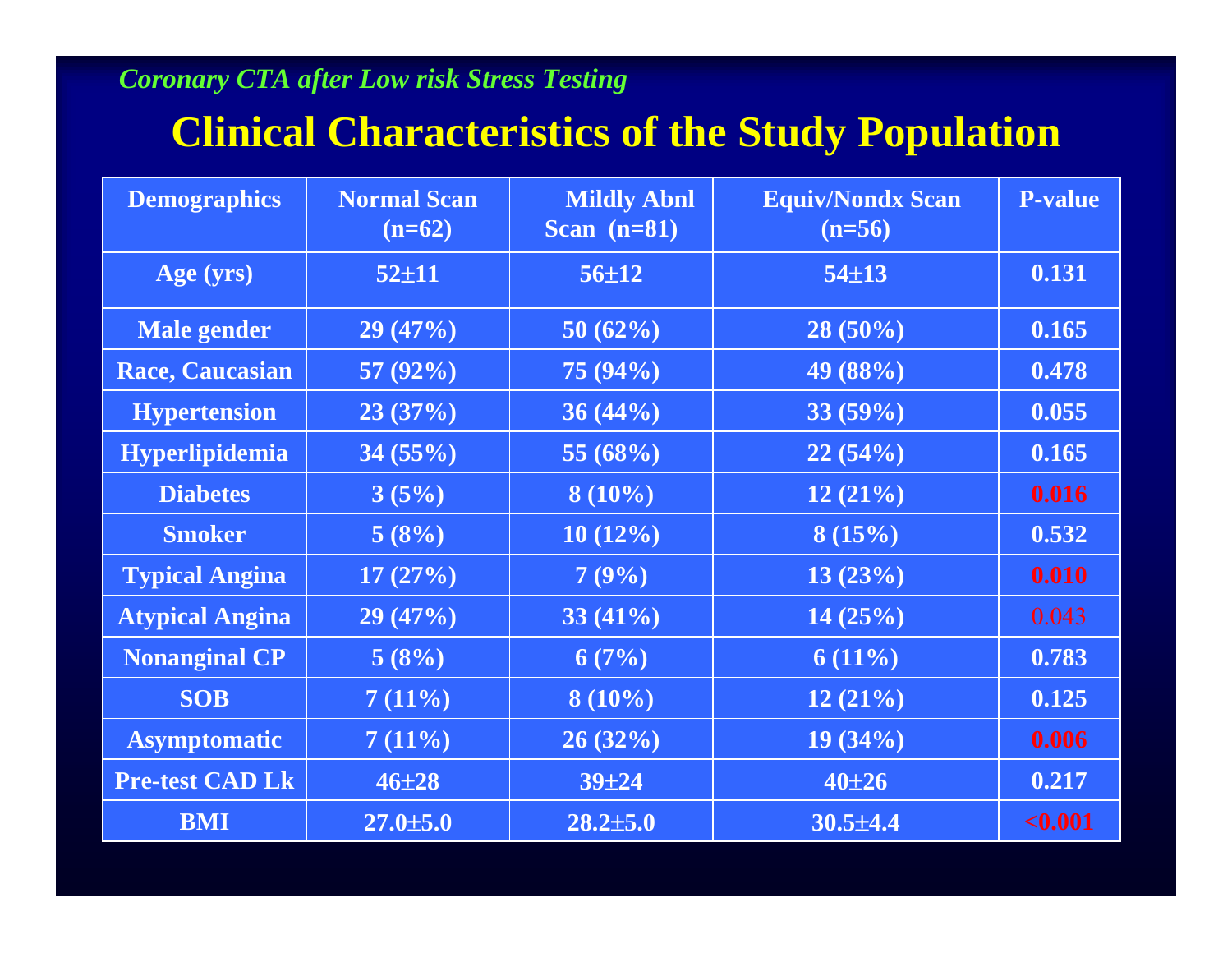*Coronary CTA after Low risk Stress Testing*

# Clinical Characteristics of the Study Population

| Demographics | Normal Scan (n=62) | Mildly Abnl Scan (n=81) | Equiv/Nondx Scan (n=56) | P-value |
|---|---|---|---|---|
| Age (yrs) | 52±11 | 56±12 | 54±13 | 0.131 |
| Male gender | 29 (47%) | 50 (62%) | 28 (50%) | 0.165 |
| Race, Caucasian | 57 (92%) | 75 (94%) | 49 (88%) | 0.478 |
| Hypertension | 23 (37%) | 36 (44%) | 33 (59%) | 0.055 |
| Hyperlipidemia | 34 (55%) | 55 (68%) | 22 (54%) | 0.165 |
| Diabetes | 3 (5%) | 8 (10%) | 12 (21%) | 0.016 |
| Smoker | 5 (8%) | 10 (12%) | 8 (15%) | 0.532 |
| Typical Angina | 17 (27%) | 7 (9%) | 13 (23%) | 0.010 |
| Atypical Angina | 29 (47%) | 33 (41%) | 14 (25%) | 0.043 |
| Nonanginal CP | 5 (8%) | 6 (7%) | 6 (11%) | 0.783 |
| SOB | 7 (11%) | 8 (10%) | 12 (21%) | 0.125 |
| Asymptomatic | 7 (11%) | 26 (32%) | 19 (34%) | 0.006 |
| Pre-test CAD Lk | 46±28 | 39±24 | 40±26 | 0.217 |
| BMI | 27.0±5.0 | 28.2±5.0 | 30.5±4.4 | <0.001 |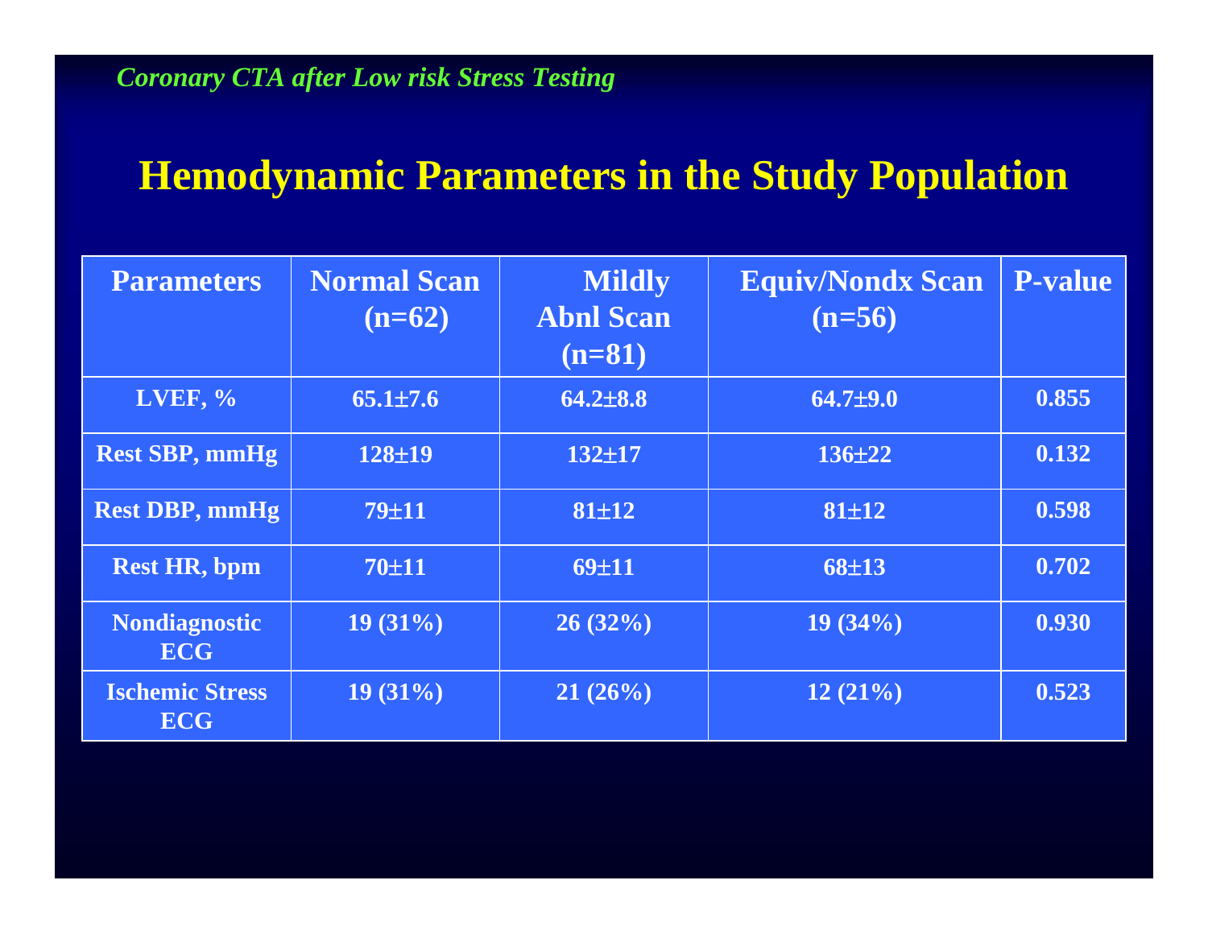*Coronary CTA after Low risk Stress Testing*

# Hemodynamic Parameters in the Study Population

| Parameters | Normal Scan (n=62) | Mildly Abnl Scan (n=81) | Equiv/Nondx Scan (n=56) | P-value |
|---|---|---|---|---|
| LVEF, % | 65.1±7.6 | 64.2±8.8 | 64.7±9.0 | 0.855 |
| Rest SBP, mmHg | 128±19 | 132±17 | 136±22 | 0.132 |
| Rest DBP, mmHg | 79±11 | 81±12 | 81±12 | 0.598 |
| Rest HR, bpm | 70±11 | 69±11 | 68±13 | 0.702 |
| Nondiagnostic ECG | 19 (31%) | 26 (32%) | 19 (34%) | 0.930 |
| Ischemic Stress ECG | 19 (31%) | 21 (26%) | 12 (21%) | 0.523 |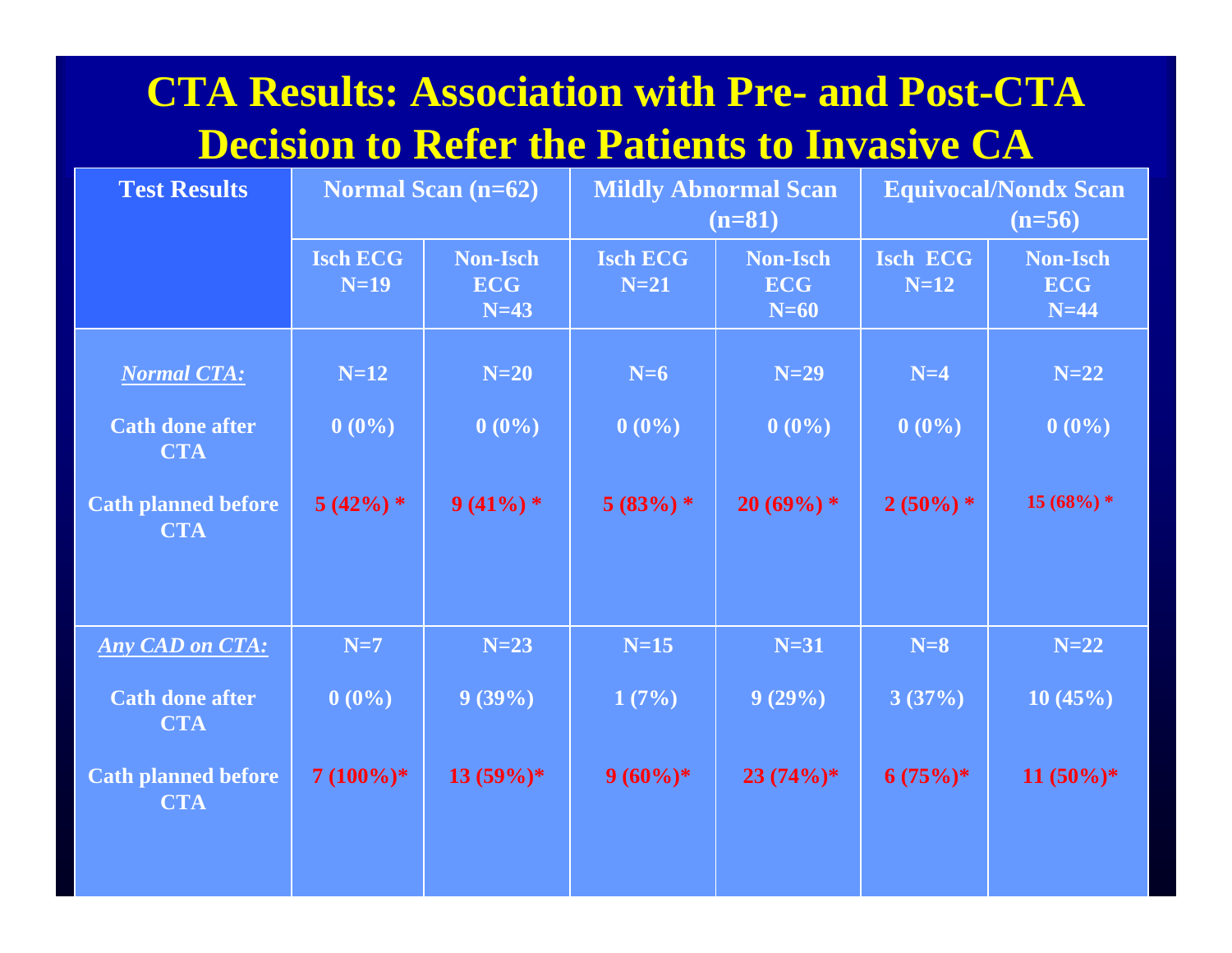# CTA Results: Association with Pre- and Post-CTA Decision to Refer the Patients to Invasive CA

| Test Results | Normal Scan (n=62) | | Mildly Abnormal Scan (n=81) | | Equivocal/Nondx Scan (n=56) | |
|---|---|---|---|---|---|---|
| | Isch ECG N=19 | Non-Isch ECG N=43 | Isch ECG N=21 | Non-Isch ECG N=60 | Isch ECG N=12 | Non-Isch ECG N=44 |
| ***Normal CTA:*** | N=12 | N=20 | N=6 | N=29 | N=4 | N=22 |
| Cath done after CTA | 0 (0%) | 0 (0%) | 0 (0%) | 0 (0%) | 0 (0%) | 0 (0%) |
| Cath planned before CTA | 5 (42%) * | 9 (41%) * | 5 (83%) * | 20 (69%) * | 2 (50%) * | 15 (68%) * |
| ***Any CAD on CTA:*** | N=7 | N=23 | N=15 | N=31 | N=8 | N=22 |
| Cath done after CTA | 0 (0%) | 9 (39%) | 1 (7%) | 9 (29%) | 3 (37%) | 10 (45%) |
| Cath planned before CTA | 7 (100%)* | 13 (59%)* | 9 (60%)* | 23 (74%)* | 6 (75%)* | 11 (50%)* |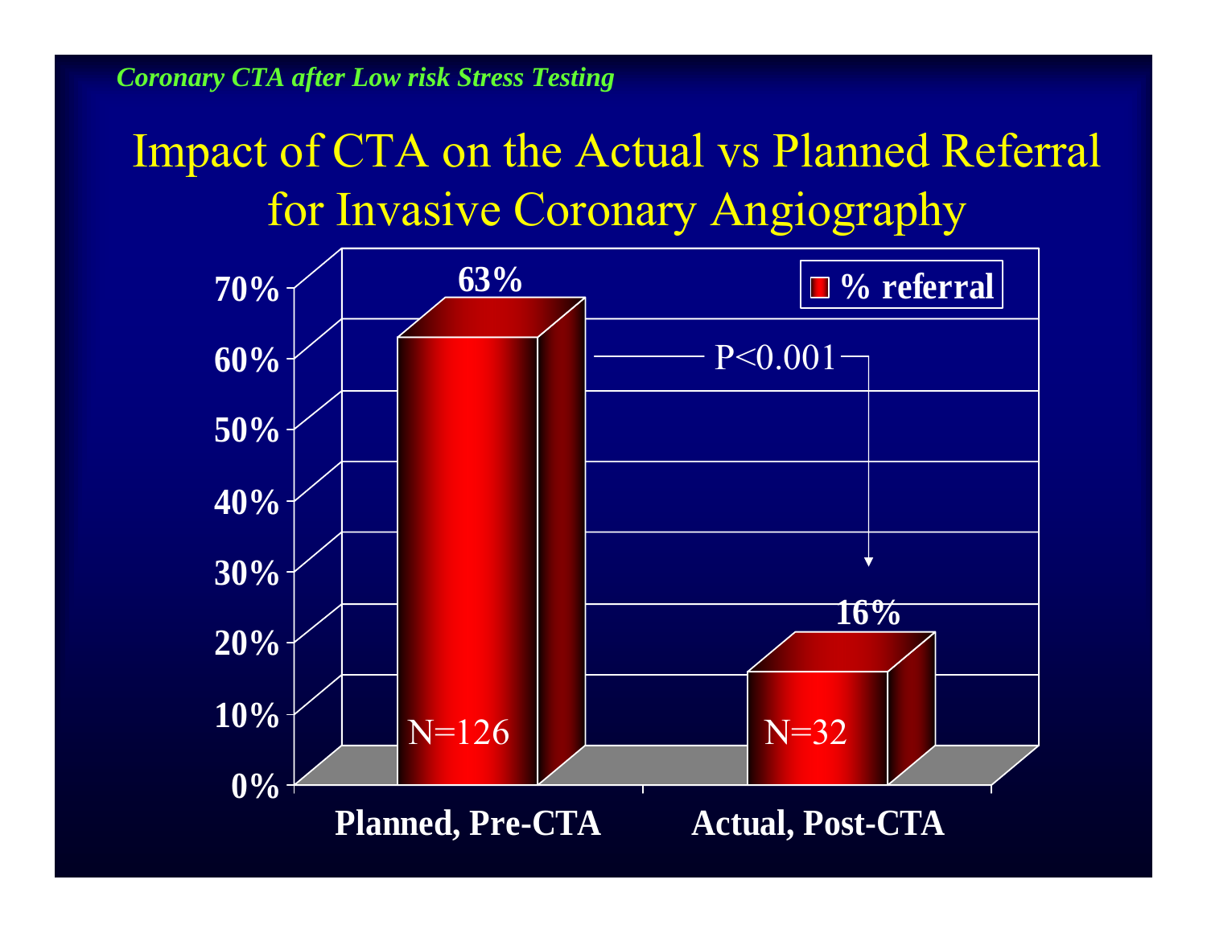*Coronary CTA after Low risk Stress Testing*

# Impact of CTA on the Actual vs Planned Referral for Invasive Coronary Angiography

| | % referral | N |
|---|---|---|
| Planned, Pre-CTA | 63% | N=126 |
| Actual, Post-CTA | 16% | N=32 |

P<0.001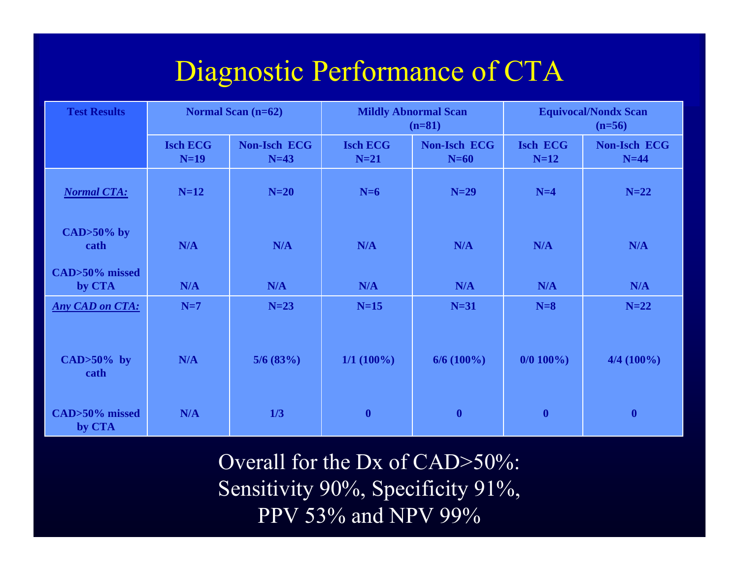# Diagnostic Performance of CTA

| Test Results | Normal Scan (n=62) | | Mildly Abnormal Scan (n=81) | | Equivocal/Nondx Scan (n=56) | |
|---|---|---|---|---|---|---|
| | Isch ECG N=19 | Non-Isch ECG N=43 | Isch ECG N=21 | Non-Isch ECG N=60 | Isch ECG N=12 | Non-Isch ECG N=44 |
| ***Normal CTA:*** | N=12 | N=20 | N=6 | N=29 | N=4 | N=22 |
| CAD>50% by cath | N/A | N/A | N/A | N/A | N/A | N/A |
| CAD>50% missed by CTA | N/A | N/A | N/A | N/A | N/A | N/A |
| ***Any CAD on CTA:*** | N=7 | N=23 | N=15 | N=31 | N=8 | N=22 |
| CAD>50% by cath | N/A | 5/6 (83%) | 1/1 (100%) | 6/6 (100%) | 0/0 100%) | 4/4 (100%) |
| CAD>50% missed by CTA | N/A | 1/3 | 0 | 0 | 0 | 0 |

Overall for the Dx of CAD>50%:
Sensitivity 90%, Specificity 91%,
PPV 53% and NPV 99%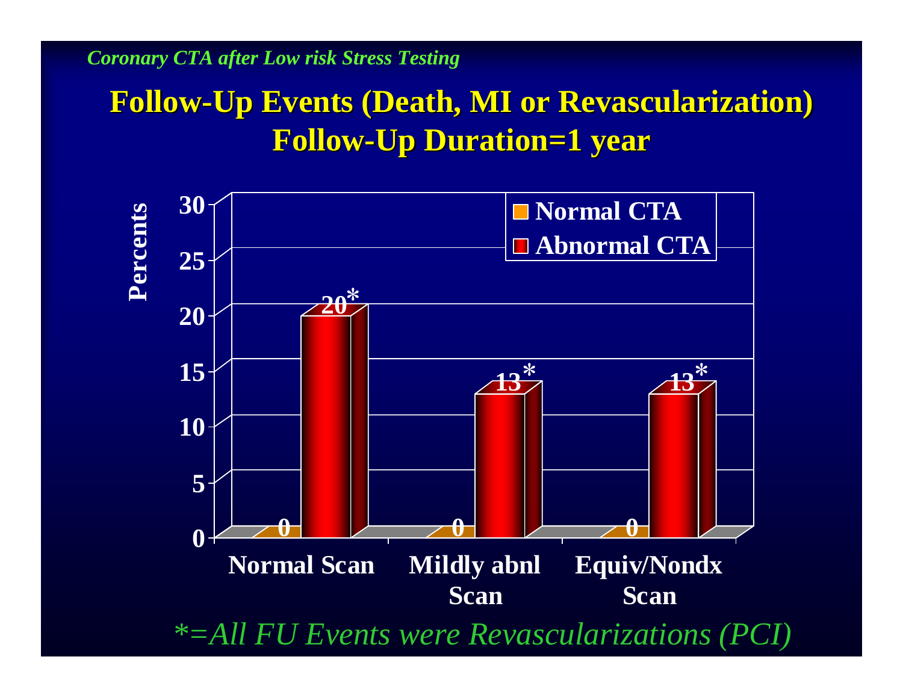*Coronary CTA after Low risk Stress Testing*

# Follow-Up Events (Death, MI or Revascularization)
## Follow-Up Duration=1 year

| | Normal CTA | Abnormal CTA |
|---|---|---|
| Normal Scan | 0 | 20* |
| Mildly abnl Scan | 0 | 13* |
| Equiv/Nondx Scan | 0 | 13* |

Y-axis: Percents

*\*=All FU Events were Revascularizations (PCI)*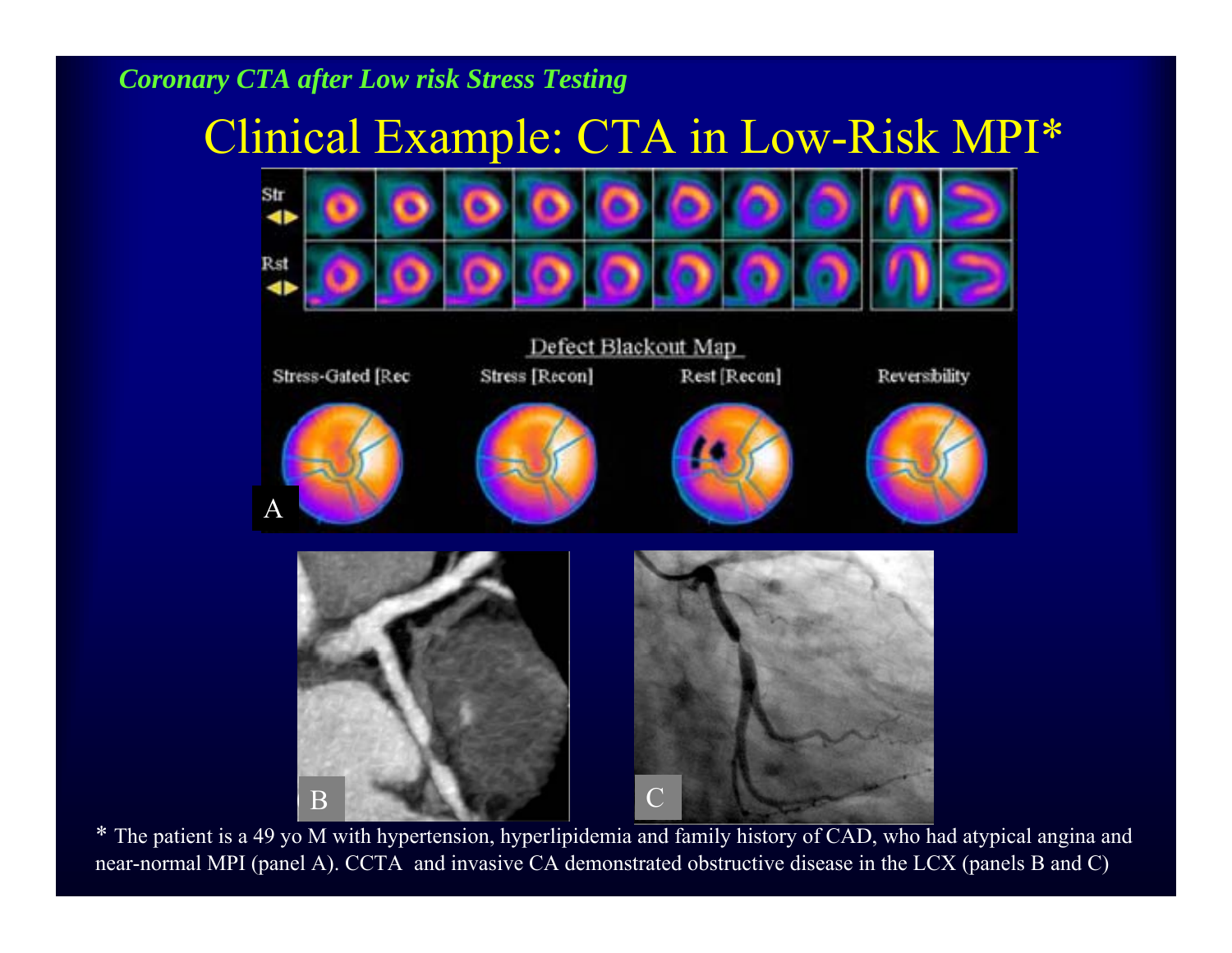*Coronary CTA after Low risk Stress Testing*

# Clinical Example: CTA in Low-Risk MPI*

\* The patient is a 49 yo M with hypertension, hyperlipidemia and family history of CAD, who had atypical angina and near-normal MPI (panel A). CCTA and invasive CA demonstrated obstructive disease in the LCX (panels B and C)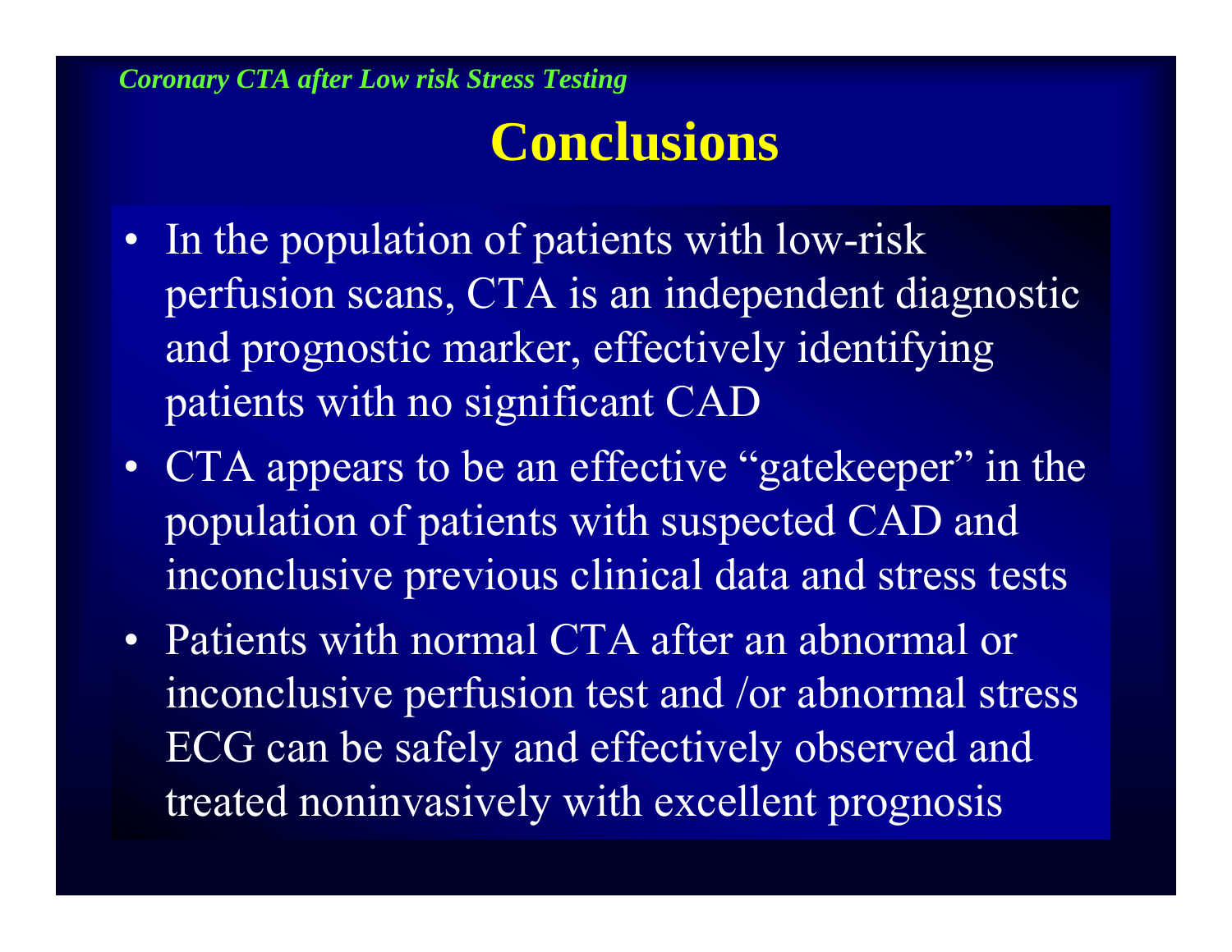*Coronary CTA after Low risk Stress Testing*

# Conclusions

- In the population of patients with low-risk perfusion scans, CTA is an independent diagnostic and prognostic marker, effectively identifying patients with no significant CAD
- CTA appears to be an effective “gatekeeper” in the population of patients with suspected CAD and inconclusive previous clinical data and stress tests
- Patients with normal CTA after an abnormal or inconclusive perfusion test and /or abnormal stress ECG can be safely and effectively observed and treated noninvasively with excellent prognosis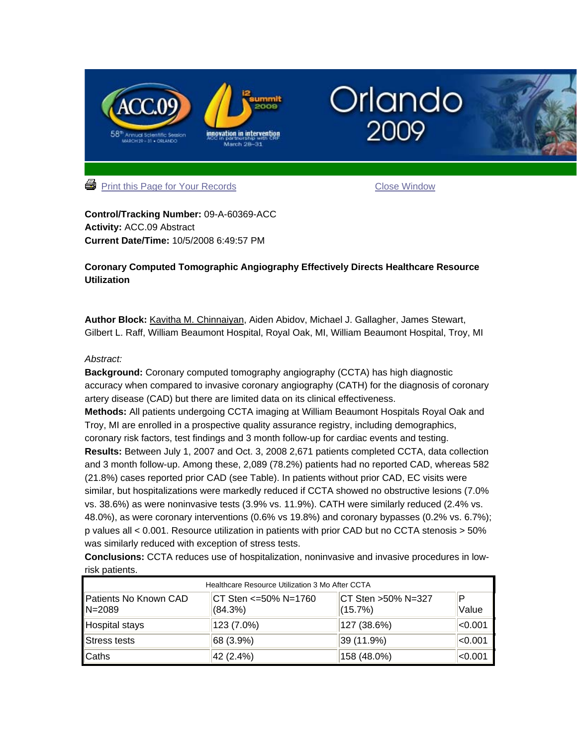Print this Page for Your Records        Close Window

**Control/Tracking Number:** 09-A-60369-ACC
**Activity:** ACC.09 Abstract
**Current Date/Time:** 10/5/2008 6:49:57 PM

**Coronary Computed Tomographic Angiography Effectively Directs Healthcare Resource Utilization**

**Author Block:** Kavitha M. Chinnaiyan, Aiden Abidov, Michael J. Gallagher, James Stewart, Gilbert L. Raff, William Beaumont Hospital, Royal Oak, MI, William Beaumont Hospital, Troy, MI

*Abstract:*

**Background:** Coronary computed tomography angiography (CCTA) has high diagnostic accuracy when compared to invasive coronary angiography (CATH) for the diagnosis of coronary artery disease (CAD) but there are limited data on its clinical effectiveness.

**Methods:** All patients undergoing CCTA imaging at William Beaumont Hospitals Royal Oak and Troy, MI are enrolled in a prospective quality assurance registry, including demographics, coronary risk factors, test findings and 3 month follow-up for cardiac events and testing.

**Results:** Between July 1, 2007 and Oct. 3, 2008 2,671 patients completed CCTA, data collection and 3 month follow-up. Among these, 2,089 (78.2%) patients had no reported CAD, whereas 582 (21.8%) cases reported prior CAD (see Table). In patients without prior CAD, EC visits were similar, but hospitalizations were markedly reduced if CCTA showed no obstructive lesions (7.0% vs. 38.6%) as were noninvasive tests (3.9% vs. 11.9%). CATH were similarly reduced (2.4% vs. 48.0%), as were coronary interventions (0.6% vs 19.8%) and coronary bypasses (0.2% vs. 6.7%); p values all < 0.001. Resource utilization in patients with prior CAD but no CCTA stenosis > 50% was similarly reduced with exception of stress tests.

**Conclusions:** CCTA reduces use of hospitalization, noninvasive and invasive procedures in low-risk patients.

| Healthcare Resource Utilization 3 Mo After CCTA | | | |
|---|---|---|---|
| Patients No Known CAD N=2089 | CT Sten <=50% N=1760 (84.3%) | CT Sten >50% N=327 (15.7%) | P Value |
| Hospital stays | 123 (7.0%) | 127 (38.6%) | <0.001 |
| Stress tests | 68 (3.9%) | 39 (11.9%) | <0.001 |
| Caths | 42 (2.4%) | 158 (48.0%) | <0.001 |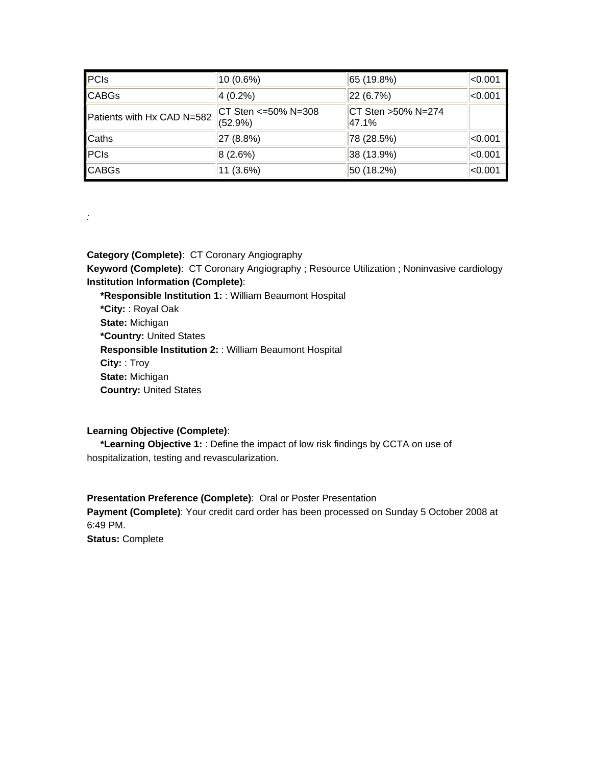| | | | |
|---|---|---|---|
| PCIs | 10 (0.6%) | 65 (19.8%) | <0.001 |
| CABGs | 4 (0.2%) | 22 (6.7%) | <0.001 |
| Patients with Hx CAD N=582 | CT Sten <=50% N=308 (52.9%) | CT Sten >50% N=274 47.1% | |
| Caths | 27 (8.8%) | 78 (28.5%) | <0.001 |
| PCIs | 8 (2.6%) | 38 (13.9%) | <0.001 |
| CABGs | 11 (3.6%) | 50 (18.2%) | <0.001 |

*:*

**Category (Complete)**: CT Coronary Angiography
**Keyword (Complete)**: CT Coronary Angiography ; Resource Utilization ; Noninvasive cardiology
**Institution Information (Complete)**:
**\*Responsible Institution 1:** : William Beaumont Hospital
**\*City:** : Royal Oak
**State:** Michigan
**\*Country:** United States
**Responsible Institution 2:** : William Beaumont Hospital
**City:** : Troy
**State:** Michigan
**Country:** United States

**Learning Objective (Complete)**:
**\*Learning Objective 1:** : Define the impact of low risk findings by CCTA on use of hospitalization, testing and revascularization.

**Presentation Preference (Complete)**: Oral or Poster Presentation
**Payment (Complete)**: Your credit card order has been processed on Sunday 5 October 2008 at 6:49 PM.
**Status:** Complete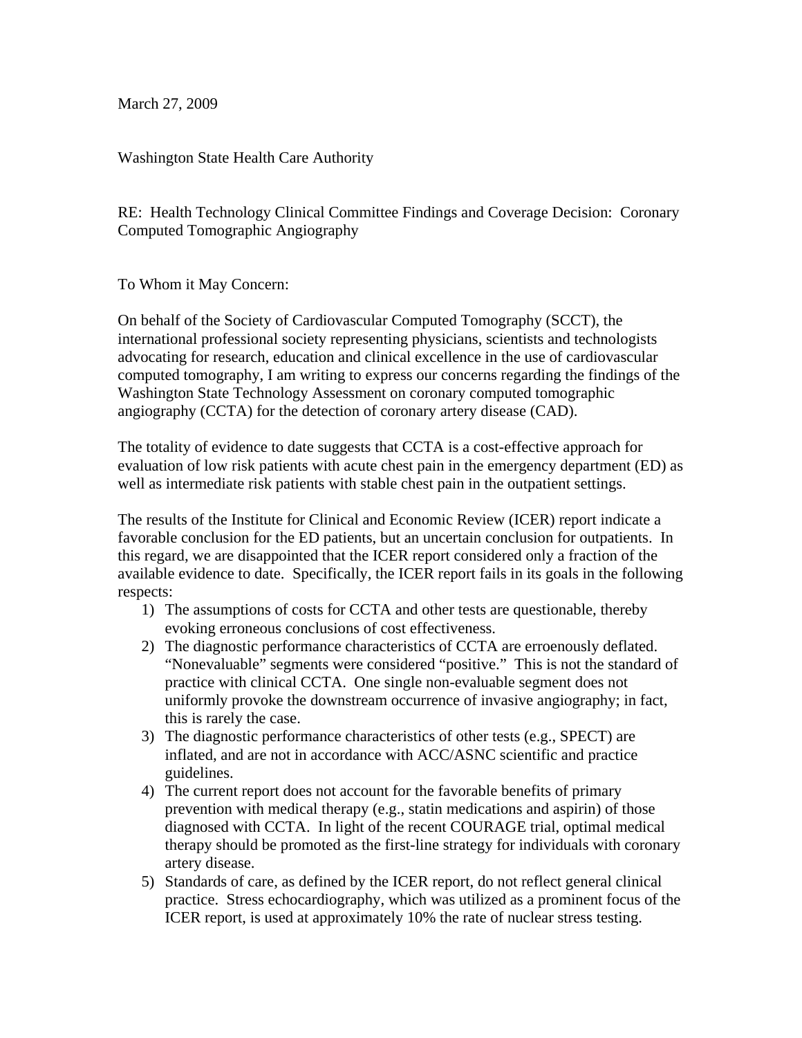March 27, 2009

Washington State Health Care Authority

RE: Health Technology Clinical Committee Findings and Coverage Decision: Coronary Computed Tomographic Angiography

To Whom it May Concern:

On behalf of the Society of Cardiovascular Computed Tomography (SCCT), the international professional society representing physicians, scientists and technologists advocating for research, education and clinical excellence in the use of cardiovascular computed tomography, I am writing to express our concerns regarding the findings of the Washington State Technology Assessment on coronary computed tomographic angiography (CCTA) for the detection of coronary artery disease (CAD).

The totality of evidence to date suggests that CCTA is a cost-effective approach for evaluation of low risk patients with acute chest pain in the emergency department (ED) as well as intermediate risk patients with stable chest pain in the outpatient settings.

The results of the Institute for Clinical and Economic Review (ICER) report indicate a favorable conclusion for the ED patients, but an uncertain conclusion for outpatients. In this regard, we are disappointed that the ICER report considered only a fraction of the available evidence to date. Specifically, the ICER report fails in its goals in the following respects:

1) The assumptions of costs for CCTA and other tests are questionable, thereby evoking erroneous conclusions of cost effectiveness.
2) The diagnostic performance characteristics of CCTA are erroenously deflated. "Nonevaluable" segments were considered "positive." This is not the standard of practice with clinical CCTA. One single non-evaluable segment does not uniformly provoke the downstream occurrence of invasive angiography; in fact, this is rarely the case.
3) The diagnostic performance characteristics of other tests (e.g., SPECT) are inflated, and are not in accordance with ACC/ASNC scientific and practice guidelines.
4) The current report does not account for the favorable benefits of primary prevention with medical therapy (e.g., statin medications and aspirin) of those diagnosed with CCTA. In light of the recent COURAGE trial, optimal medical therapy should be promoted as the first-line strategy for individuals with coronary artery disease.
5) Standards of care, as defined by the ICER report, do not reflect general clinical practice. Stress echocardiography, which was utilized as a prominent focus of the ICER report, is used at approximately 10% the rate of nuclear stress testing.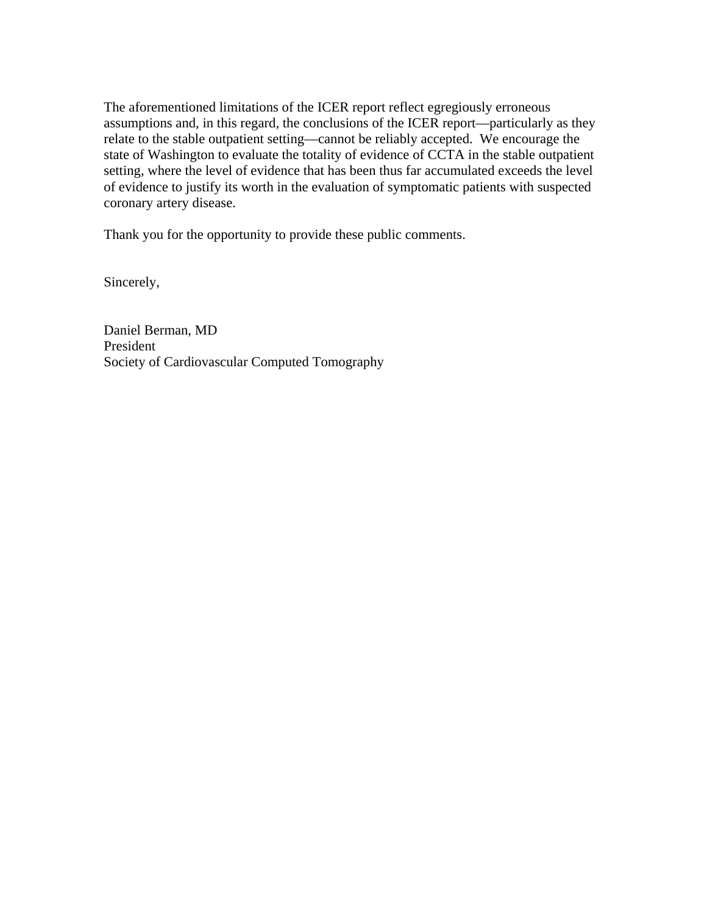The aforementioned limitations of the ICER report reflect egregiously erroneous assumptions and, in this regard, the conclusions of the ICER report—particularly as they relate to the stable outpatient setting—cannot be reliably accepted. We encourage the state of Washington to evaluate the totality of evidence of CCTA in the stable outpatient setting, where the level of evidence that has been thus far accumulated exceeds the level of evidence to justify its worth in the evaluation of symptomatic patients with suspected coronary artery disease.

Thank you for the opportunity to provide these public comments.

Sincerely,

Daniel Berman, MD
President
Society of Cardiovascular Computed Tomography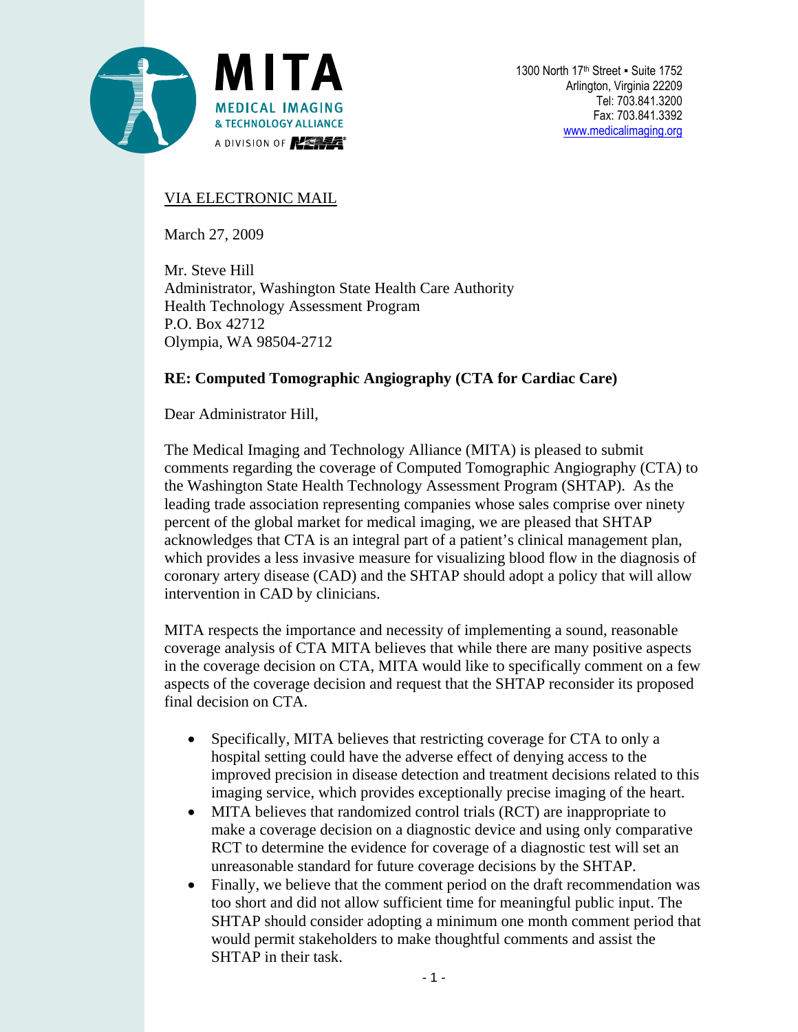MITA
MEDICAL IMAGING
& TECHNOLOGY ALLIANCE
A DIVISION OF NEMA

1300 North 17th Street ▪ Suite 1752
Arlington, Virginia 22209
Tel: 703.841.3200
Fax: 703.841.3392
www.medicalimaging.org

VIA ELECTRONIC MAIL

March 27, 2009

Mr. Steve Hill
Administrator, Washington State Health Care Authority
Health Technology Assessment Program
P.O. Box 42712
Olympia, WA 98504-2712

**RE: Computed Tomographic Angiography (CTA for Cardiac Care)**

Dear Administrator Hill,

The Medical Imaging and Technology Alliance (MITA) is pleased to submit comments regarding the coverage of Computed Tomographic Angiography (CTA) to the Washington State Health Technology Assessment Program (SHTAP). As the leading trade association representing companies whose sales comprise over ninety percent of the global market for medical imaging, we are pleased that SHTAP acknowledges that CTA is an integral part of a patient's clinical management plan, which provides a less invasive measure for visualizing blood flow in the diagnosis of coronary artery disease (CAD) and the SHTAP should adopt a policy that will allow intervention in CAD by clinicians.

MITA respects the importance and necessity of implementing a sound, reasonable coverage analysis of CTA MITA believes that while there are many positive aspects in the coverage decision on CTA, MITA would like to specifically comment on a few aspects of the coverage decision and request that the SHTAP reconsider its proposed final decision on CTA.

- Specifically, MITA believes that restricting coverage for CTA to only a hospital setting could have the adverse effect of denying access to the improved precision in disease detection and treatment decisions related to this imaging service, which provides exceptionally precise imaging of the heart.
- MITA believes that randomized control trials (RCT) are inappropriate to make a coverage decision on a diagnostic device and using only comparative RCT to determine the evidence for coverage of a diagnostic test will set an unreasonable standard for future coverage decisions by the SHTAP.
- Finally, we believe that the comment period on the draft recommendation was too short and did not allow sufficient time for meaningful public input. The SHTAP should consider adopting a minimum one month comment period that would permit stakeholders to make thoughtful comments and assist the SHTAP in their task.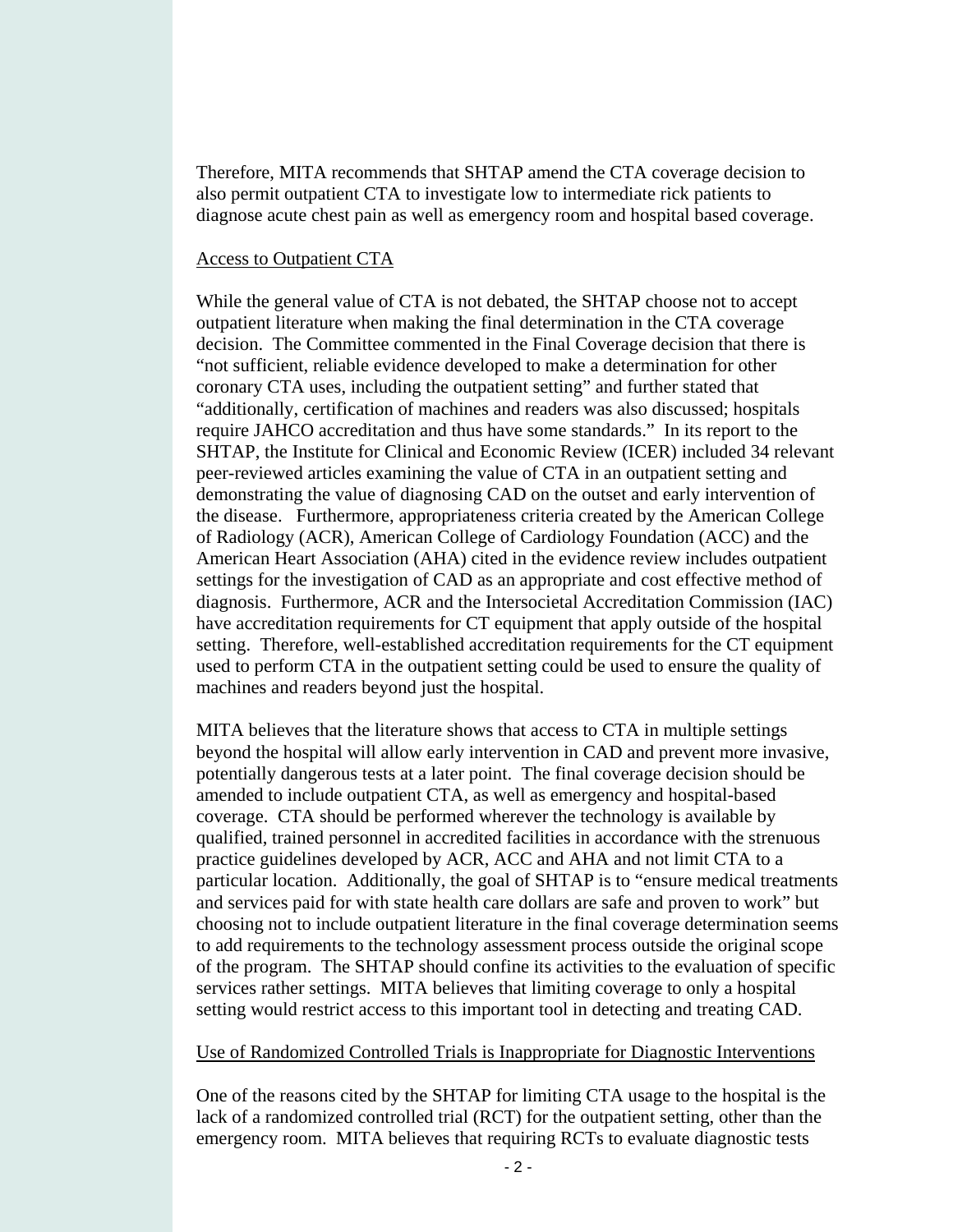Therefore, MITA recommends that SHTAP amend the CTA coverage decision to also permit outpatient CTA to investigate low to intermediate rick patients to diagnose acute chest pain as well as emergency room and hospital based coverage.

Access to Outpatient CTA

While the general value of CTA is not debated, the SHTAP choose not to accept outpatient literature when making the final determination in the CTA coverage decision. The Committee commented in the Final Coverage decision that there is "not sufficient, reliable evidence developed to make a determination for other coronary CTA uses, including the outpatient setting" and further stated that "additionally, certification of machines and readers was also discussed; hospitals require JAHCO accreditation and thus have some standards." In its report to the SHTAP, the Institute for Clinical and Economic Review (ICER) included 34 relevant peer-reviewed articles examining the value of CTA in an outpatient setting and demonstrating the value of diagnosing CAD on the outset and early intervention of the disease. Furthermore, appropriateness criteria created by the American College of Radiology (ACR), American College of Cardiology Foundation (ACC) and the American Heart Association (AHA) cited in the evidence review includes outpatient settings for the investigation of CAD as an appropriate and cost effective method of diagnosis. Furthermore, ACR and the Intersocietal Accreditation Commission (IAC) have accreditation requirements for CT equipment that apply outside of the hospital setting. Therefore, well-established accreditation requirements for the CT equipment used to perform CTA in the outpatient setting could be used to ensure the quality of machines and readers beyond just the hospital.

MITA believes that the literature shows that access to CTA in multiple settings beyond the hospital will allow early intervention in CAD and prevent more invasive, potentially dangerous tests at a later point. The final coverage decision should be amended to include outpatient CTA, as well as emergency and hospital-based coverage. CTA should be performed wherever the technology is available by qualified, trained personnel in accredited facilities in accordance with the strenuous practice guidelines developed by ACR, ACC and AHA and not limit CTA to a particular location. Additionally, the goal of SHTAP is to "ensure medical treatments and services paid for with state health care dollars are safe and proven to work" but choosing not to include outpatient literature in the final coverage determination seems to add requirements to the technology assessment process outside the original scope of the program. The SHTAP should confine its activities to the evaluation of specific services rather settings. MITA believes that limiting coverage to only a hospital setting would restrict access to this important tool in detecting and treating CAD.

Use of Randomized Controlled Trials is Inappropriate for Diagnostic Interventions

One of the reasons cited by the SHTAP for limiting CTA usage to the hospital is the lack of a randomized controlled trial (RCT) for the outpatient setting, other than the emergency room. MITA believes that requiring RCTs to evaluate diagnostic tests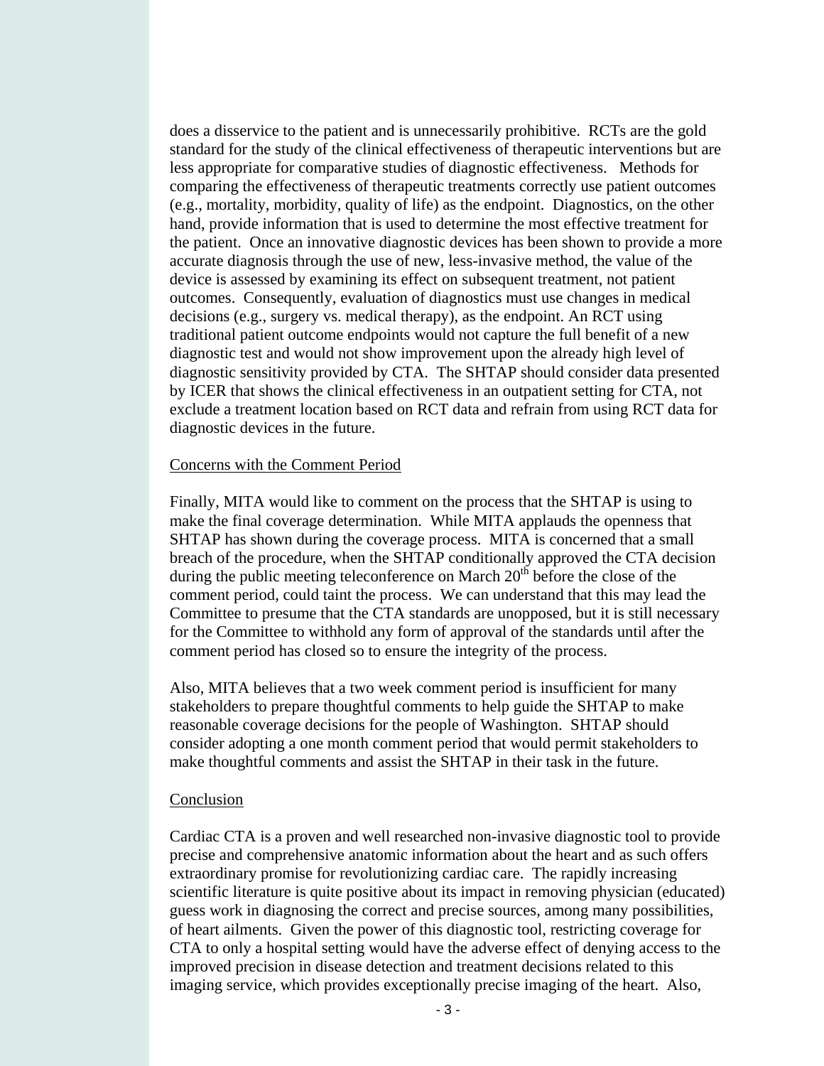does a disservice to the patient and is unnecessarily prohibitive. RCTs are the gold standard for the study of the clinical effectiveness of therapeutic interventions but are less appropriate for comparative studies of diagnostic effectiveness. Methods for comparing the effectiveness of therapeutic treatments correctly use patient outcomes (e.g., mortality, morbidity, quality of life) as the endpoint. Diagnostics, on the other hand, provide information that is used to determine the most effective treatment for the patient. Once an innovative diagnostic devices has been shown to provide a more accurate diagnosis through the use of new, less-invasive method, the value of the device is assessed by examining its effect on subsequent treatment, not patient outcomes. Consequently, evaluation of diagnostics must use changes in medical decisions (e.g., surgery vs. medical therapy), as the endpoint. An RCT using traditional patient outcome endpoints would not capture the full benefit of a new diagnostic test and would not show improvement upon the already high level of diagnostic sensitivity provided by CTA. The SHTAP should consider data presented by ICER that shows the clinical effectiveness in an outpatient setting for CTA, not exclude a treatment location based on RCT data and refrain from using RCT data for diagnostic devices in the future.

## Concerns with the Comment Period

Finally, MITA would like to comment on the process that the SHTAP is using to make the final coverage determination. While MITA applauds the openness that SHTAP has shown during the coverage process. MITA is concerned that a small breach of the procedure, when the SHTAP conditionally approved the CTA decision during the public meeting teleconference on March 20th before the close of the comment period, could taint the process. We can understand that this may lead the Committee to presume that the CTA standards are unopposed, but it is still necessary for the Committee to withhold any form of approval of the standards until after the comment period has closed so to ensure the integrity of the process.

Also, MITA believes that a two week comment period is insufficient for many stakeholders to prepare thoughtful comments to help guide the SHTAP to make reasonable coverage decisions for the people of Washington. SHTAP should consider adopting a one month comment period that would permit stakeholders to make thoughtful comments and assist the SHTAP in their task in the future.

## Conclusion

Cardiac CTA is a proven and well researched non-invasive diagnostic tool to provide precise and comprehensive anatomic information about the heart and as such offers extraordinary promise for revolutionizing cardiac care. The rapidly increasing scientific literature is quite positive about its impact in removing physician (educated) guess work in diagnosing the correct and precise sources, among many possibilities, of heart ailments. Given the power of this diagnostic tool, restricting coverage for CTA to only a hospital setting would have the adverse effect of denying access to the improved precision in disease detection and treatment decisions related to this imaging service, which provides exceptionally precise imaging of the heart. Also,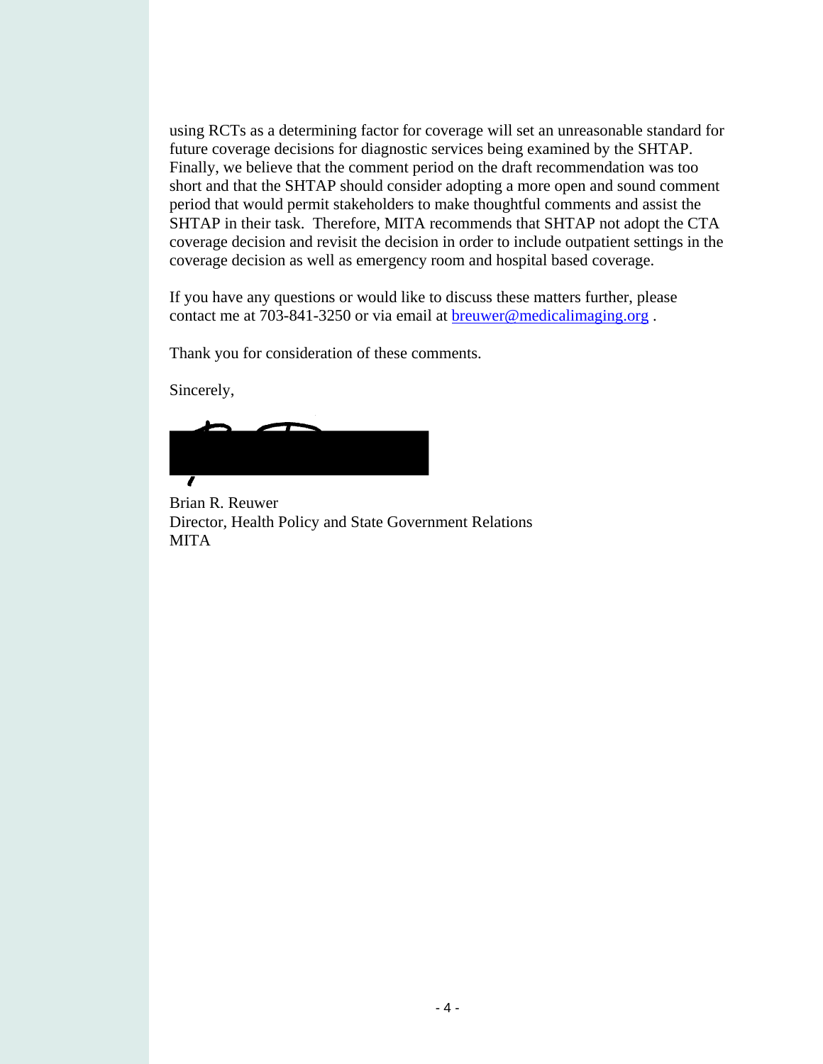using RCTs as a determining factor for coverage will set an unreasonable standard for future coverage decisions for diagnostic services being examined by the SHTAP. Finally, we believe that the comment period on the draft recommendation was too short and that the SHTAP should consider adopting a more open and sound comment period that would permit stakeholders to make thoughtful comments and assist the SHTAP in their task. Therefore, MITA recommends that SHTAP not adopt the CTA coverage decision and revisit the decision in order to include outpatient settings in the coverage decision as well as emergency room and hospital based coverage.

If you have any questions or would like to discuss these matters further, please contact me at 703-841-3250 or via email at breuwer@medicalimaging.org .

Thank you for consideration of these comments.

Sincerely,

Brian R. Reuwer
Director, Health Policy and State Government Relations
MITA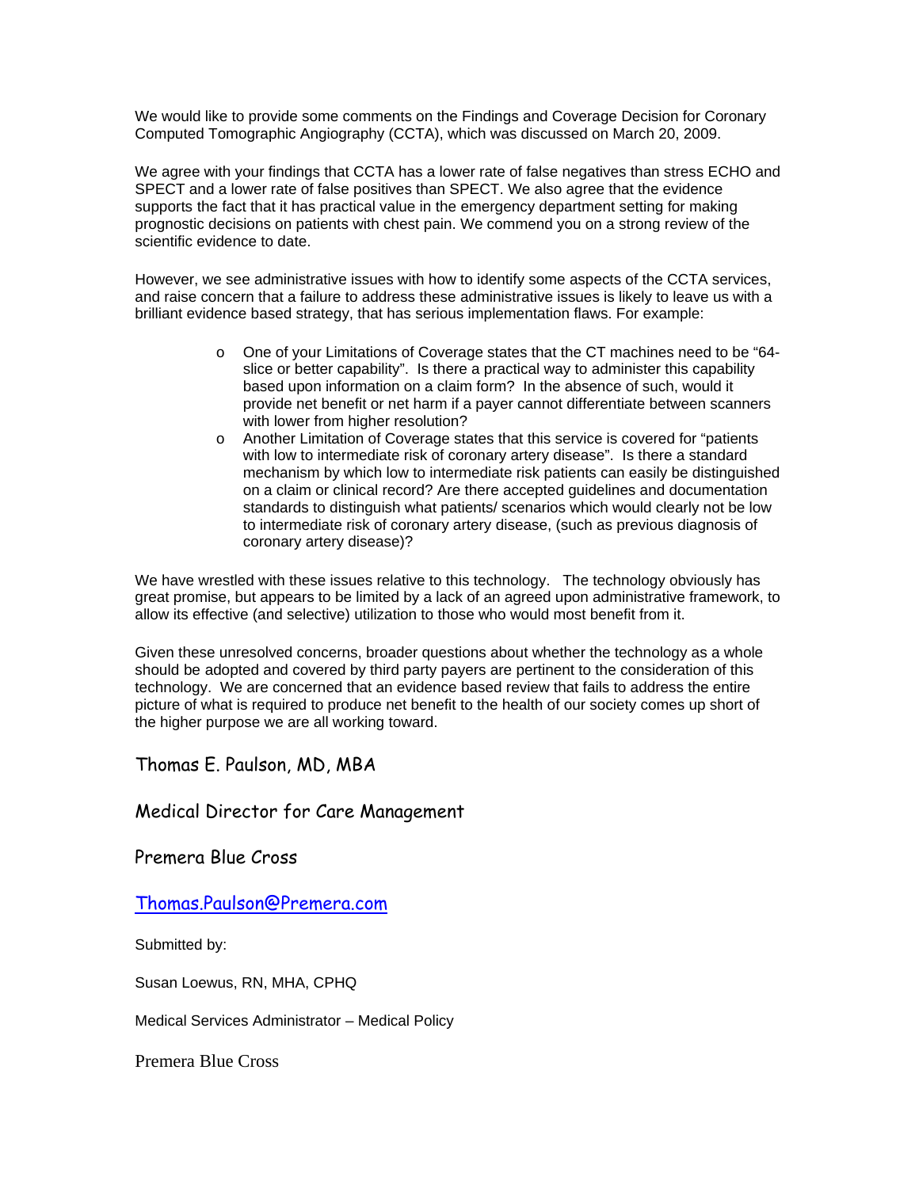We would like to provide some comments on the Findings and Coverage Decision for Coronary Computed Tomographic Angiography (CCTA), which was discussed on March 20, 2009.

We agree with your findings that CCTA has a lower rate of false negatives than stress ECHO and SPECT and a lower rate of false positives than SPECT. We also agree that the evidence supports the fact that it has practical value in the emergency department setting for making prognostic decisions on patients with chest pain. We commend you on a strong review of the scientific evidence to date.

However, we see administrative issues with how to identify some aspects of the CCTA services, and raise concern that a failure to address these administrative issues is likely to leave us with a brilliant evidence based strategy, that has serious implementation flaws. For example:

- One of your Limitations of Coverage states that the CT machines need to be "64-slice or better capability". Is there a practical way to administer this capability based upon information on a claim form? In the absence of such, would it provide net benefit or net harm if a payer cannot differentiate between scanners with lower from higher resolution?
- Another Limitation of Coverage states that this service is covered for "patients with low to intermediate risk of coronary artery disease". Is there a standard mechanism by which low to intermediate risk patients can easily be distinguished on a claim or clinical record? Are there accepted guidelines and documentation standards to distinguish what patients/ scenarios which would clearly not be low to intermediate risk of coronary artery disease, (such as previous diagnosis of coronary artery disease)?

We have wrestled with these issues relative to this technology. The technology obviously has great promise, but appears to be limited by a lack of an agreed upon administrative framework, to allow its effective (and selective) utilization to those who would most benefit from it.

Given these unresolved concerns, broader questions about whether the technology as a whole should be adopted and covered by third party payers are pertinent to the consideration of this technology. We are concerned that an evidence based review that fails to address the entire picture of what is required to produce net benefit to the health of our society comes up short of the higher purpose we are all working toward.

Thomas E. Paulson, MD, MBA

Medical Director for Care Management

Premera Blue Cross

Thomas.Paulson@Premera.com

Submitted by:

Susan Loewus, RN, MHA, CPHQ

Medical Services Administrator – Medical Policy

Premera Blue Cross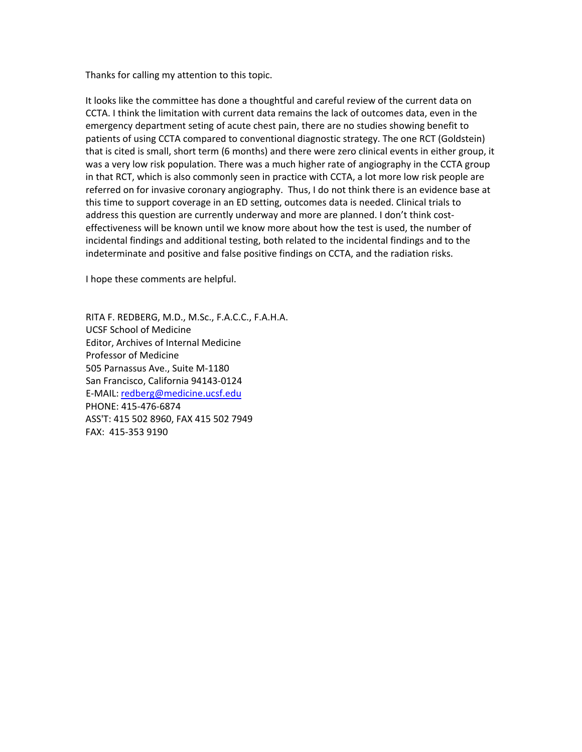Thanks for calling my attention to this topic.

It looks like the committee has done a thoughtful and careful review of the current data on CCTA. I think the limitation with current data remains the lack of outcomes data, even in the emergency department seting of acute chest pain, there are no studies showing benefit to patients of using CCTA compared to conventional diagnostic strategy. The one RCT (Goldstein) that is cited is small, short term (6 months) and there were zero clinical events in either group, it was a very low risk population. There was a much higher rate of angiography in the CCTA group in that RCT, which is also commonly seen in practice with CCTA, a lot more low risk people are referred on for invasive coronary angiography.  Thus, I do not think there is an evidence base at this time to support coverage in an ED setting, outcomes data is needed. Clinical trials to address this question are currently underway and more are planned. I don't think cost-effectiveness will be known until we know more about how the test is used, the number of incidental findings and additional testing, both related to the incidental findings and to the indeterminate and positive and false positive findings on CCTA, and the radiation risks.

I hope these comments are helpful.

RITA F. REDBERG, M.D., M.Sc., F.A.C.C., F.A.H.A.
UCSF School of Medicine
Editor, Archives of Internal Medicine
Professor of Medicine
505 Parnassus Ave., Suite M-1180
San Francisco, California 94143-0124
E-MAIL: redberg@medicine.ucsf.edu
PHONE: 415-476-6874
ASS'T: 415 502 8960, FAX 415 502 7949
FAX: 415-353 9190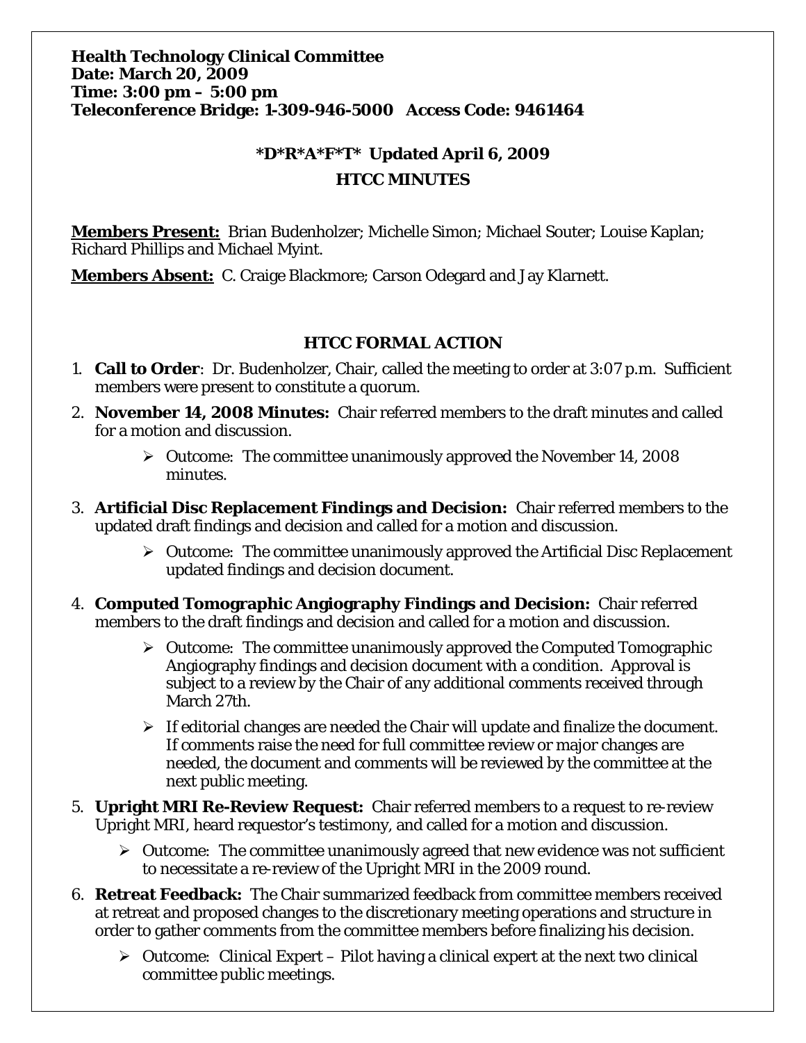**Health Technology Clinical Committee**
**Date: March 20, 2009**
**Time: 3:00 pm – 5:00 pm**
**Teleconference Bridge: 1-309-946-5000 Access Code: 9461464**

## *D*R*A*F*T* Updated April 6, 2009

## HTCC MINUTES

**Members Present:** Brian Budenholzer; Michelle Simon; Michael Souter; Louise Kaplan; Richard Phillips and Michael Myint.

**Members Absent:** C. Craige Blackmore; Carson Odegard and Jay Klarnett.

### HTCC FORMAL ACTION

1. **Call to Order**: Dr. Budenholzer, Chair, called the meeting to order at 3:07 p.m. Sufficient members were present to constitute a quorum.
2. **November 14, 2008 Minutes:** Chair referred members to the draft minutes and called for a motion and discussion.
    - Outcome: The committee unanimously approved the November 14, 2008 minutes.
3. **Artificial Disc Replacement Findings and Decision:** Chair referred members to the updated draft findings and decision and called for a motion and discussion.
    - Outcome: The committee unanimously approved the Artificial Disc Replacement updated findings and decision document.
4. **Computed Tomographic Angiography Findings and Decision:** Chair referred members to the draft findings and decision and called for a motion and discussion.
    - Outcome: The committee unanimously approved the Computed Tomographic Angiography findings and decision document with a condition. Approval is subject to a review by the Chair of any additional comments received through March 27th.
    - If editorial changes are needed the Chair will update and finalize the document. If comments raise the need for full committee review or major changes are needed, the document and comments will be reviewed by the committee at the next public meeting.
5. **Upright MRI Re-Review Request:** Chair referred members to a request to re-review Upright MRI, heard requestor's testimony, and called for a motion and discussion.
    - Outcome: The committee unanimously agreed that new evidence was not sufficient to necessitate a re-review of the Upright MRI in the 2009 round.
6. **Retreat Feedback:** The Chair summarized feedback from committee members received at retreat and proposed changes to the discretionary meeting operations and structure in order to gather comments from the committee members before finalizing his decision.
    - Outcome: Clinical Expert – Pilot having a clinical expert at the next two clinical committee public meetings.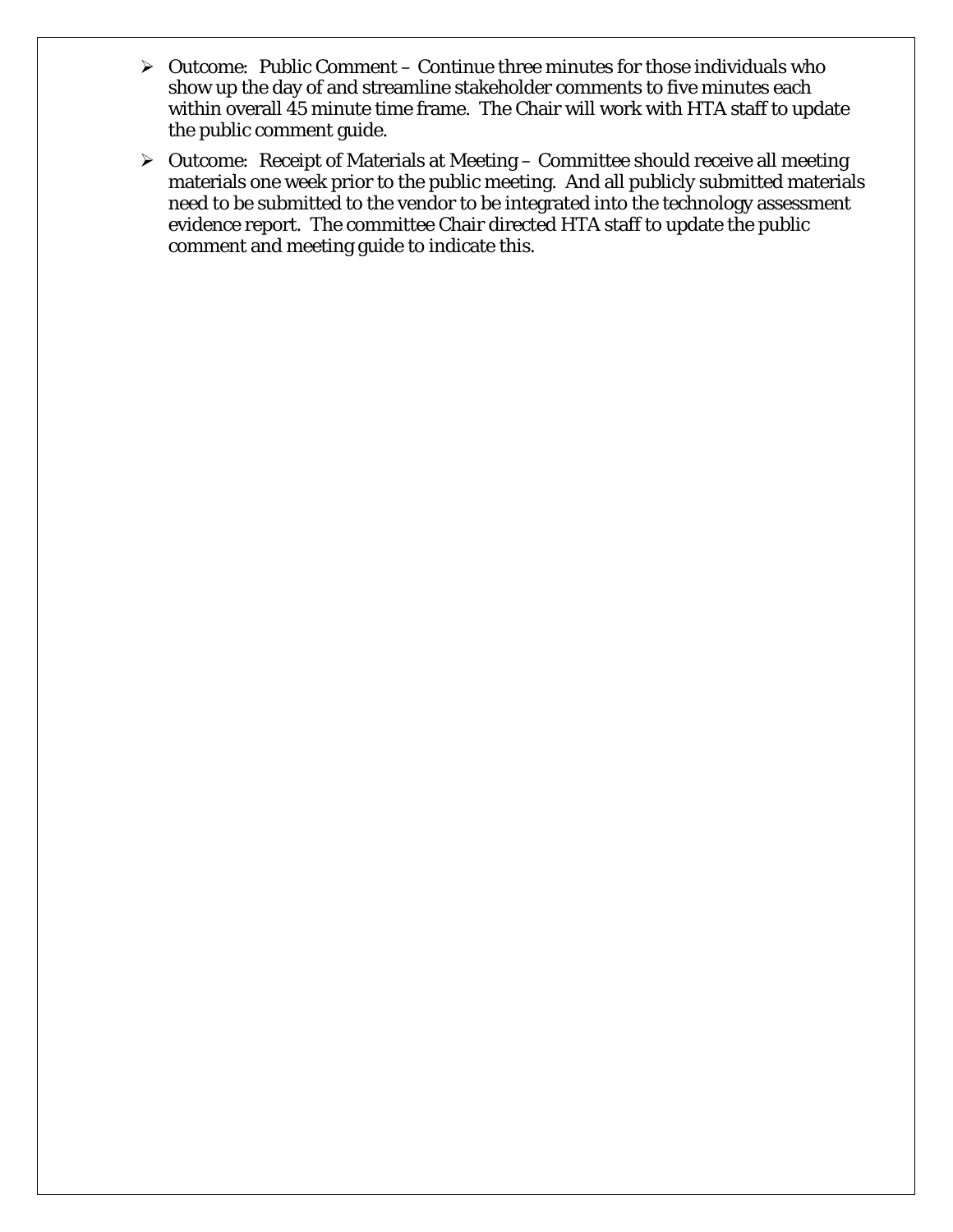- Outcome: Public Comment – Continue three minutes for those individuals who show up the day of and streamline stakeholder comments to five minutes each within overall 45 minute time frame. The Chair will work with HTA staff to update the public comment guide.
- Outcome: Receipt of Materials at Meeting – Committee should receive all meeting materials one week prior to the public meeting. And all publicly submitted materials need to be submitted to the vendor to be integrated into the technology assessment evidence report. The committee Chair directed HTA staff to update the public comment and meeting guide to indicate this.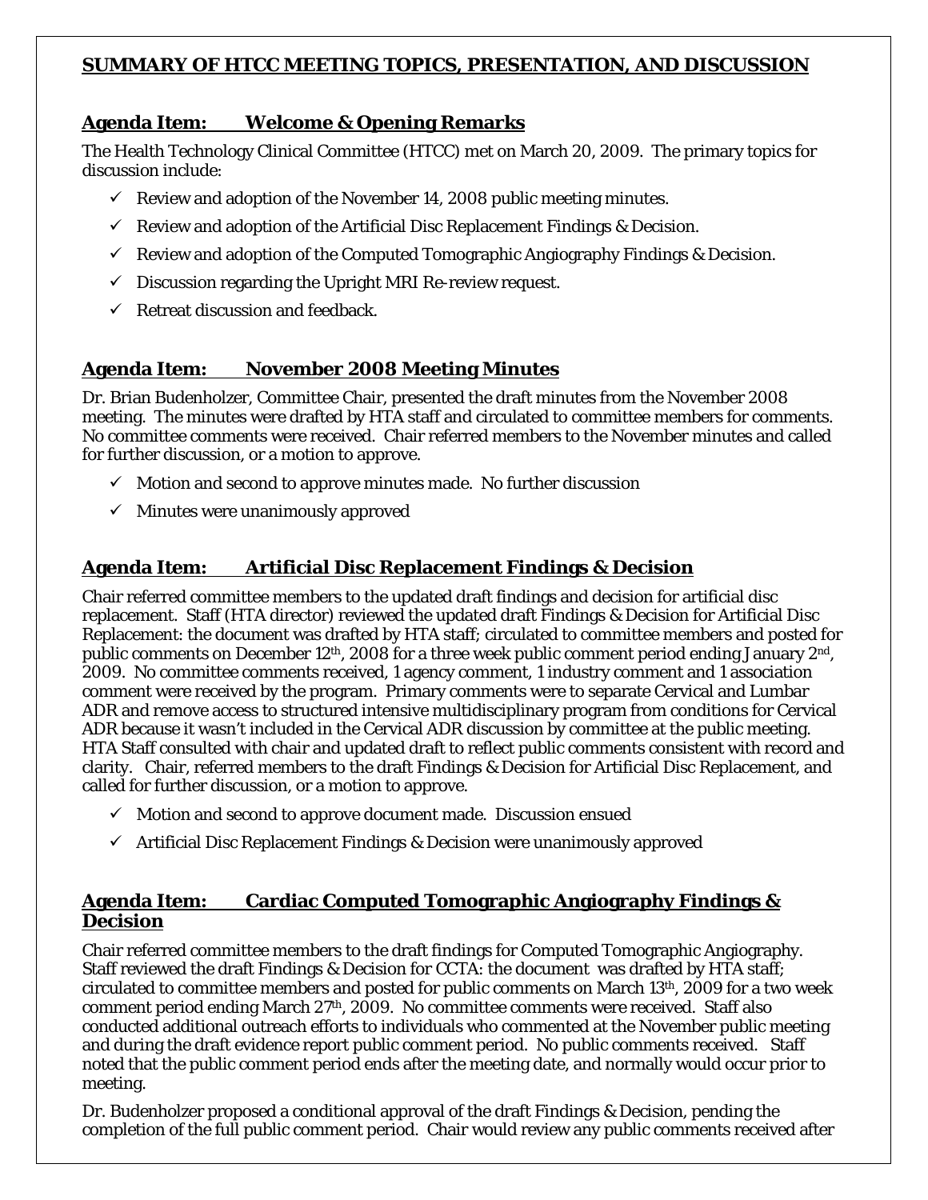## SUMMARY OF HTCC MEETING TOPICS, PRESENTATION, AND DISCUSSION

### Agenda Item: Welcome & Opening Remarks

The Health Technology Clinical Committee (HTCC) met on March 20, 2009. The primary topics for discussion include:

- ✓ Review and adoption of the November 14, 2008 public meeting minutes.
- ✓ Review and adoption of the Artificial Disc Replacement Findings & Decision.
- ✓ Review and adoption of the Computed Tomographic Angiography Findings & Decision.
- ✓ Discussion regarding the Upright MRI Re-review request.
- ✓ Retreat discussion and feedback.

### Agenda Item: November 2008 Meeting Minutes

Dr. Brian Budenholzer, Committee Chair, presented the draft minutes from the November 2008 meeting. The minutes were drafted by HTA staff and circulated to committee members for comments. No committee comments were received. Chair referred members to the November minutes and called for further discussion, or a motion to approve.

- ✓ Motion and second to approve minutes made. No further discussion
- ✓ Minutes were unanimously approved

### Agenda Item: Artificial Disc Replacement Findings & Decision

Chair referred committee members to the updated draft findings and decision for artificial disc replacement. Staff (HTA director) reviewed the updated draft Findings & Decision for Artificial Disc Replacement: the document was drafted by HTA staff; circulated to committee members and posted for public comments on December 12th, 2008 for a three week public comment period ending January 2nd, 2009. No committee comments received, 1 agency comment, 1 industry comment and 1 association comment were received by the program. Primary comments were to separate Cervical and Lumbar ADR and remove access to structured intensive multidisciplinary program from conditions for Cervical ADR because it wasn't included in the Cervical ADR discussion by committee at the public meeting. HTA Staff consulted with chair and updated draft to reflect public comments consistent with record and clarity. Chair, referred members to the draft Findings & Decision for Artificial Disc Replacement, and called for further discussion, or a motion to approve.

- ✓ Motion and second to approve document made. Discussion ensued
- ✓ Artificial Disc Replacement Findings & Decision were unanimously approved

### Agenda Item: Cardiac Computed Tomographic Angiography Findings & Decision

Chair referred committee members to the draft findings for Computed Tomographic Angiography. Staff reviewed the draft Findings & Decision for CCTA: the document was drafted by HTA staff; circulated to committee members and posted for public comments on March 13th, 2009 for a two week comment period ending March 27th, 2009. No committee comments were received. Staff also conducted additional outreach efforts to individuals who commented at the November public meeting and during the draft evidence report public comment period. No public comments received. Staff noted that the public comment period ends after the meeting date, and normally would occur prior to meeting.

Dr. Budenholzer proposed a conditional approval of the draft Findings & Decision, pending the completion of the full public comment period. Chair would review any public comments received after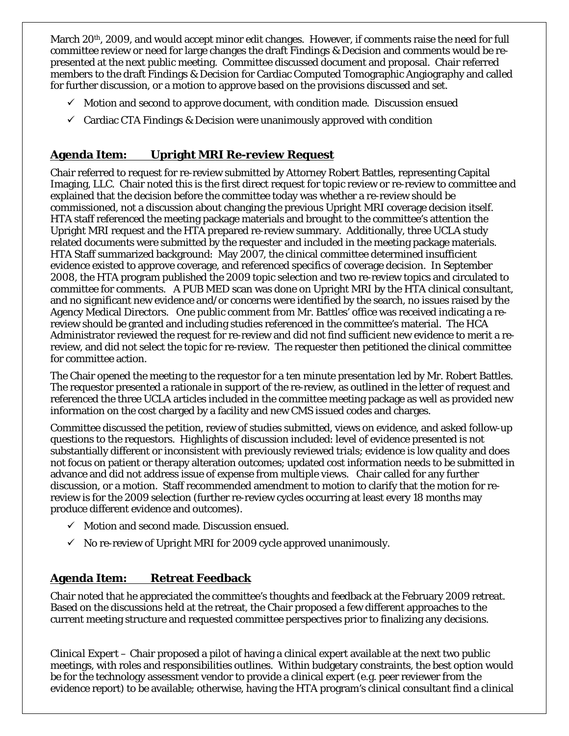March 20th, 2009, and would accept minor edit changes. However, if comments raise the need for full committee review or need for large changes the draft Findings & Decision and comments would be re-presented at the next public meeting. Committee discussed document and proposal. Chair referred members to the draft Findings & Decision for Cardiac Computed Tomographic Angiography and called for further discussion, or a motion to approve based on the provisions discussed and set.

- ✓ Motion and second to approve document, with condition made. Discussion ensued
- ✓ Cardiac CTA Findings & Decision were unanimously approved with condition

## Agenda Item: Upright MRI Re-review Request

Chair referred to request for re-review submitted by Attorney Robert Battles, representing Capital Imaging, LLC. Chair noted this is the first direct request for topic review or re-review to committee and explained that the decision before the committee today was whether a re-review should be commissioned, not a discussion about changing the previous Upright MRI coverage decision itself. HTA staff referenced the meeting package materials and brought to the committee's attention the Upright MRI request and the HTA prepared re-review summary. Additionally, three UCLA study related documents were submitted by the requester and included in the meeting package materials. HTA Staff summarized background: May 2007, the clinical committee determined insufficient evidence existed to approve coverage, and referenced specifics of coverage decision. In September 2008, the HTA program published the 2009 topic selection and two re-review topics and circulated to committee for comments. A PUB MED scan was done on Upright MRI by the HTA clinical consultant, and no significant new evidence and/or concerns were identified by the search, no issues raised by the Agency Medical Directors. One public comment from Mr. Battles' office was received indicating a re-review should be granted and including studies referenced in the committee's material. The HCA Administrator reviewed the request for re-review and did not find sufficient new evidence to merit a re-review, and did not select the topic for re-review. The requester then petitioned the clinical committee for committee action.

The Chair opened the meeting to the requestor for a ten minute presentation led by Mr. Robert Battles. The requestor presented a rationale in support of the re-review, as outlined in the letter of request and referenced the three UCLA articles included in the committee meeting package as well as provided new information on the cost charged by a facility and new CMS issued codes and charges.

Committee discussed the petition, review of studies submitted, views on evidence, and asked follow-up questions to the requestors. Highlights of discussion included: level of evidence presented is not substantially different or inconsistent with previously reviewed trials; evidence is low quality and does not focus on patient or therapy alteration outcomes; updated cost information needs to be submitted in advance and did not address issue of expense from multiple views. Chair called for any further discussion, or a motion. Staff recommended amendment to motion to clarify that the motion for re-review is for the 2009 selection (further re-review cycles occurring at least every 18 months may produce different evidence and outcomes).

- ✓ Motion and second made. Discussion ensued.
- ✓ No re-review of Upright MRI for 2009 cycle approved unanimously.

## Agenda Item: Retreat Feedback

Chair noted that he appreciated the committee's thoughts and feedback at the February 2009 retreat. Based on the discussions held at the retreat, the Chair proposed a few different approaches to the current meeting structure and requested committee perspectives prior to finalizing any decisions.

*Clinical Expert* – Chair proposed a pilot of having a clinical expert available at the next two public meetings, with roles and responsibilities outlines. Within budgetary constraints, the best option would be for the technology assessment vendor to provide a clinical expert (e.g. peer reviewer from the evidence report) to be available; otherwise, having the HTA program's clinical consultant find a clinical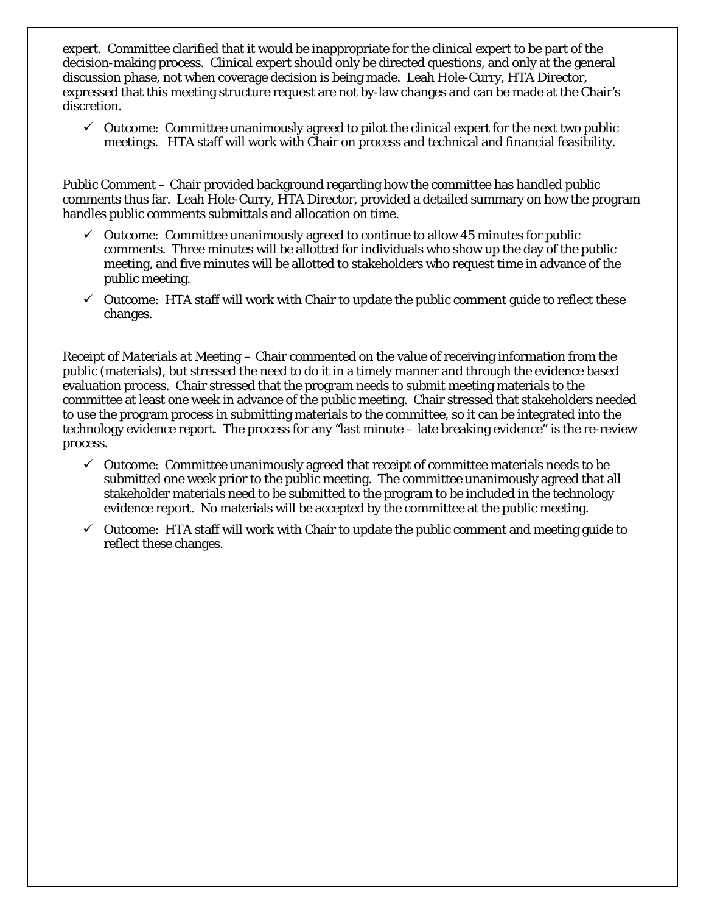expert. Committee clarified that it would be inappropriate for the clinical expert to be part of the decision-making process. Clinical expert should only be directed questions, and only at the general discussion phase, not when coverage decision is being made. Leah Hole-Curry, HTA Director, expressed that this meeting structure request are not by-law changes and can be made at the Chair's discretion.

- ✓ Outcome: Committee unanimously agreed to pilot the clinical expert for the next two public meetings. HTA staff will work with Chair on process and technical and financial feasibility.

*Public Comment* – Chair provided background regarding how the committee has handled public comments thus far. Leah Hole-Curry, HTA Director, provided a detailed summary on how the program handles public comments submittals and allocation on time.

- ✓ Outcome: Committee unanimously agreed to continue to allow 45 minutes for public comments. Three minutes will be allotted for individuals who show up the day of the public meeting, and five minutes will be allotted to stakeholders who request time in advance of the public meeting.
- ✓ Outcome: HTA staff will work with Chair to update the public comment guide to reflect these changes.

*Receipt of Materials at Meeting* – Chair commented on the value of receiving information from the public (materials), but stressed the need to do it in a timely manner and through the evidence based evaluation process. Chair stressed that the program needs to submit meeting materials to the committee at least one week in advance of the public meeting. Chair stressed that stakeholders needed to use the program process in submitting materials to the committee, so it can be integrated into the technology evidence report. The process for any "last minute – late breaking evidence" is the re-review process.

- ✓ Outcome: Committee unanimously agreed that receipt of committee materials needs to be submitted one week prior to the public meeting. The committee unanimously agreed that all stakeholder materials need to be submitted to the program to be included in the technology evidence report. No materials will be accepted by the committee at the public meeting.
- ✓ Outcome: HTA staff will work with Chair to update the public comment and meeting guide to reflect these changes.